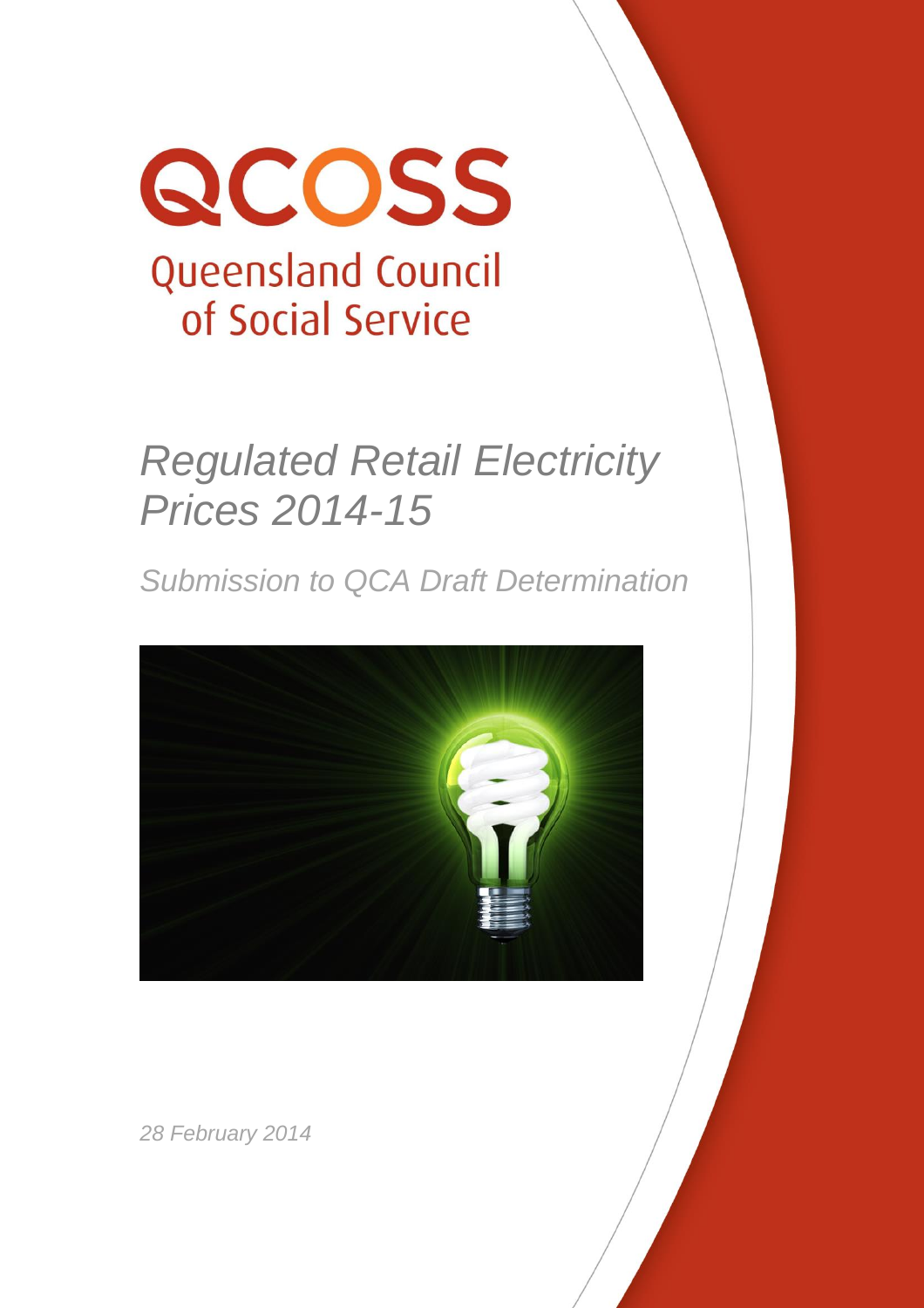QCOSS

Queensland Council of Social Service

# *Regulated Retail Electricity Prices 2014-15*

## *Submission to QCA Draft Determination*

*28 February 2014*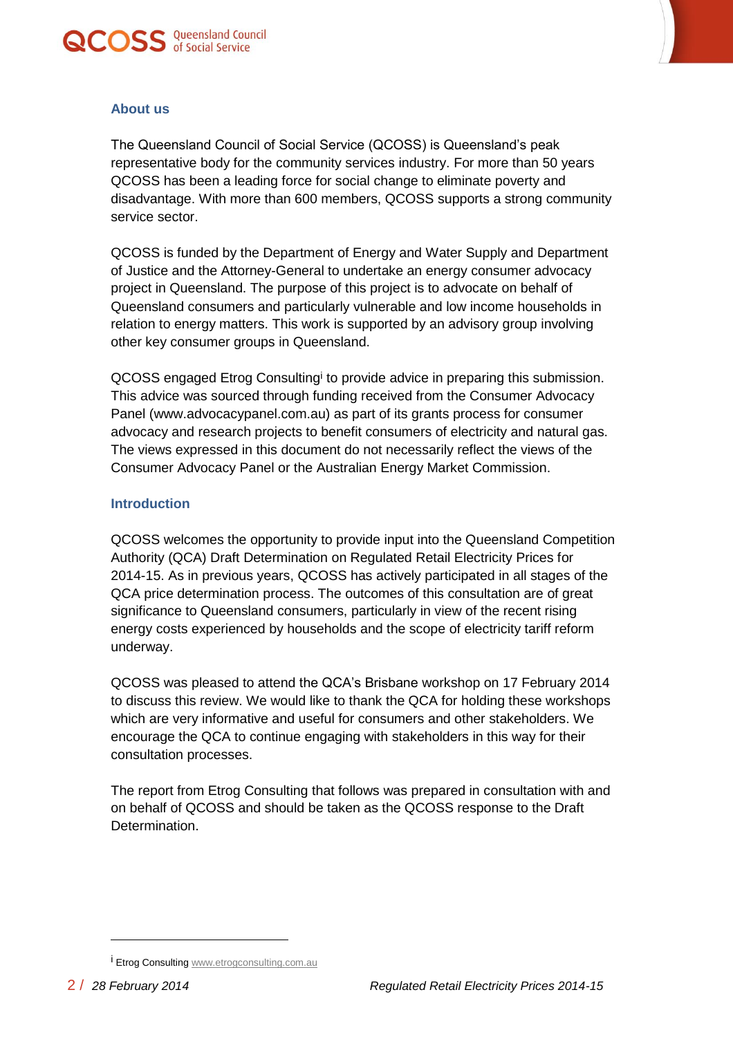## About us

The Queensland Council of Social Service (QCOSS) is Queensland's peak representative body for the community services industry. For more than 50 years QCOSS has been a leading force for social change to eliminate poverty and disadvantage. With more than 600 members, QCOSS supports a strong community service sector.

QCOSS is funded by the Department of Energy and Water Supply and Department of Justice and the Attorney-General to undertake an energy consumer advocacy project in Queensland. The purpose of this project is to advocate on behalf of Queensland consumers and particularly vulnerable and low income households in relation to energy matters. This work is supported by an advisory group involving other key consumer groups in Queensland.

QCOSS engaged Etrog Consulting[i] to provide advice in preparing this submission. This advice was sourced through funding received from the Consumer Advocacy Panel (www.advocacypanel.com.au) as part of its grants process for consumer advocacy and research projects to benefit consumers of electricity and natural gas. The views expressed in this document do not necessarily reflect the views of the Consumer Advocacy Panel or the Australian Energy Market Commission.

## Introduction

QCOSS welcomes the opportunity to provide input into the Queensland Competition Authority (QCA) Draft Determination on Regulated Retail Electricity Prices for 2014-15. As in previous years, QCOSS has actively participated in all stages of the QCA price determination process. The outcomes of this consultation are of great significance to Queensland consumers, particularly in view of the recent rising energy costs experienced by households and the scope of electricity tariff reform underway.

QCOSS was pleased to attend the QCA's Brisbane workshop on 17 February 2014 to discuss this review. We would like to thank the QCA for holding these workshops which are very informative and useful for consumers and other stakeholders. We encourage the QCA to continue engaging with stakeholders in this way for their consultation processes.

The report from Etrog Consulting that follows was prepared in consultation with and on behalf of QCOSS and should be taken as the QCOSS response to the Draft Determination.

---

[i] Etrog Consulting www.etrogconsulting.com.au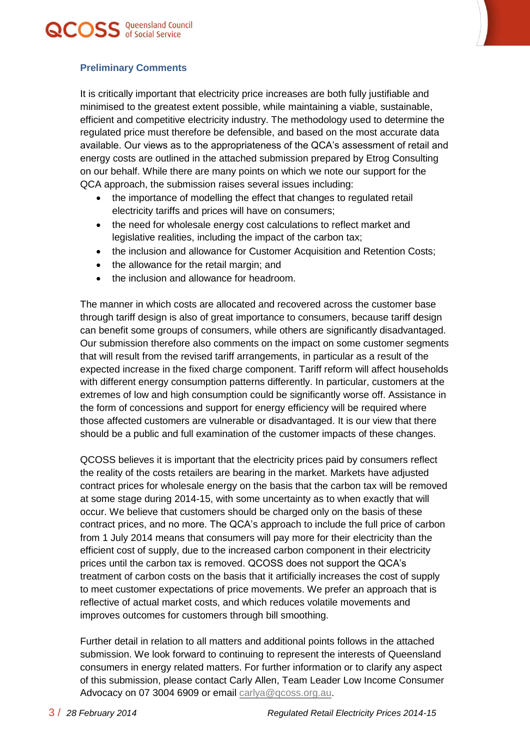### Preliminary Comments

It is critically important that electricity price increases are both fully justifiable and minimised to the greatest extent possible, while maintaining a viable, sustainable, efficient and competitive electricity industry. The methodology used to determine the regulated price must therefore be defensible, and based on the most accurate data available. Our views as to the appropriateness of the QCA's assessment of retail and energy costs are outlined in the attached submission prepared by Etrog Consulting on our behalf. While there are many points on which we note our support for the QCA approach, the submission raises several issues including:

- the importance of modelling the effect that changes to regulated retail electricity tariffs and prices will have on consumers;
- the need for wholesale energy cost calculations to reflect market and legislative realities, including the impact of the carbon tax;
- the inclusion and allowance for Customer Acquisition and Retention Costs;
- the allowance for the retail margin; and
- the inclusion and allowance for headroom.

The manner in which costs are allocated and recovered across the customer base through tariff design is also of great importance to consumers, because tariff design can benefit some groups of consumers, while others are significantly disadvantaged. Our submission therefore also comments on the impact on some customer segments that will result from the revised tariff arrangements, in particular as a result of the expected increase in the fixed charge component. Tariff reform will affect households with different energy consumption patterns differently. In particular, customers at the extremes of low and high consumption could be significantly worse off. Assistance in the form of concessions and support for energy efficiency will be required where those affected customers are vulnerable or disadvantaged. It is our view that there should be a public and full examination of the customer impacts of these changes.

QCOSS believes it is important that the electricity prices paid by consumers reflect the reality of the costs retailers are bearing in the market. Markets have adjusted contract prices for wholesale energy on the basis that the carbon tax will be removed at some stage during 2014-15, with some uncertainty as to when exactly that will occur. We believe that customers should be charged only on the basis of these contract prices, and no more. The QCA's approach to include the full price of carbon from 1 July 2014 means that consumers will pay more for their electricity than the efficient cost of supply, due to the increased carbon component in their electricity prices until the carbon tax is removed. QCOSS does not support the QCA's treatment of carbon costs on the basis that it artificially increases the cost of supply to meet customer expectations of price movements. We prefer an approach that is reflective of actual market costs, and which reduces volatile movements and improves outcomes for customers through bill smoothing.

Further detail in relation to all matters and additional points follows in the attached submission. We look forward to continuing to represent the interests of Queensland consumers in energy related matters. For further information or to clarify any aspect of this submission, please contact Carly Allen, Team Leader Low Income Consumer Advocacy on 07 3004 6909 or email carlya@qcoss.org.au.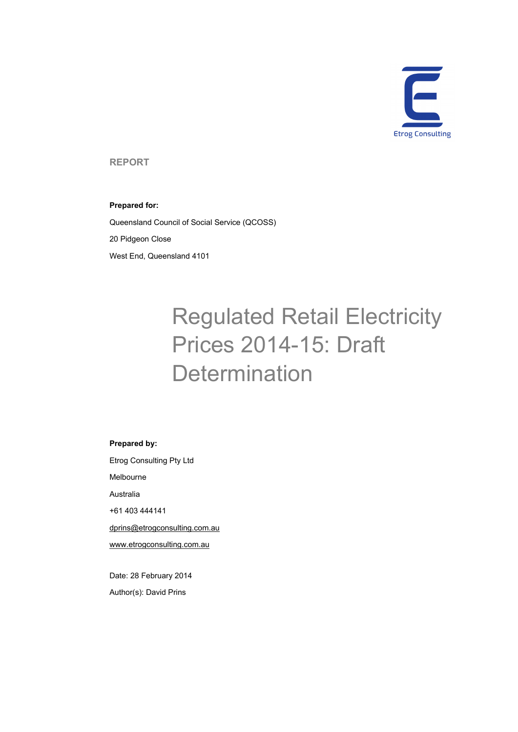Etrog Consulting

**REPORT**

**Prepared for:**

Queensland Council of Social Service (QCOSS)

20 Pidgeon Close

West End, Queensland 4101

# Regulated Retail Electricity Prices 2014-15: Draft Determination

**Prepared by:**

Etrog Consulting Pty Ltd

Melbourne

Australia

+61 403 444141

dprins@etrogconsulting.com.au

www.etrogconsulting.com.au

Date: 28 February 2014

Author(s): David Prins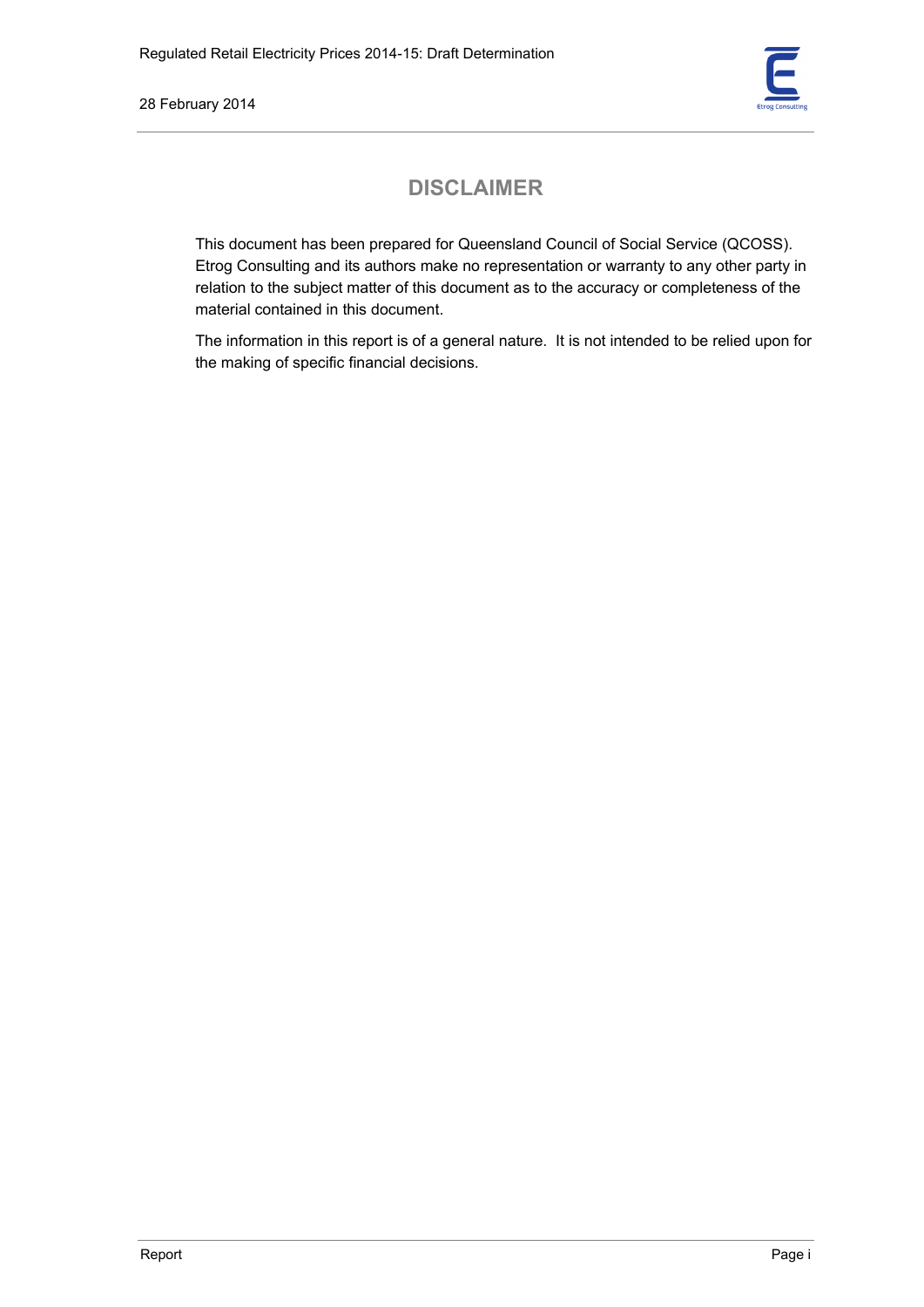# DISCLAIMER

This document has been prepared for Queensland Council of Social Service (QCOSS). Etrog Consulting and its authors make no representation or warranty to any other party in relation to the subject matter of this document as to the accuracy or completeness of the material contained in this document.

The information in this report is of a general nature. It is not intended to be relied upon for the making of specific financial decisions.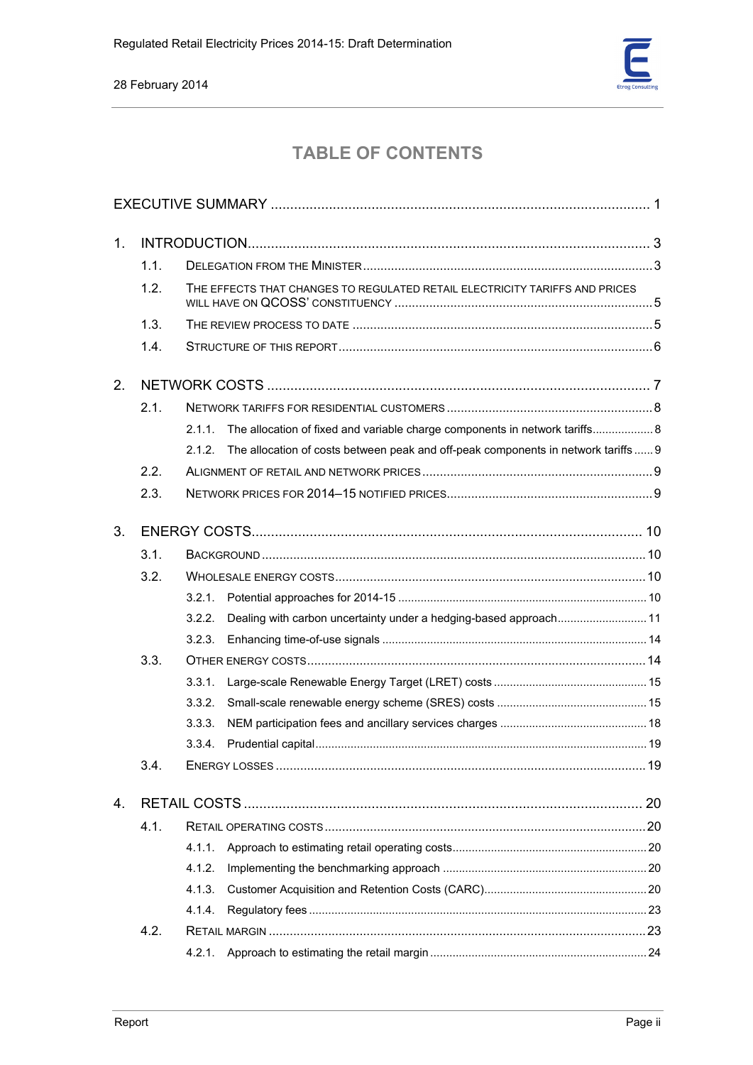# TABLE OF CONTENTS

EXECUTIVE SUMMARY ..... 1

1. INTRODUCTION ..... 3
   - 1.1. DELEGATION FROM THE MINISTER ..... 3
   - 1.2. THE EFFECTS THAT CHANGES TO REGULATED RETAIL ELECTRICITY TARIFFS AND PRICES WILL HAVE ON QCOSS' CONSTITUENCY ..... 5
   - 1.3. THE REVIEW PROCESS TO DATE ..... 5
   - 1.4. STRUCTURE OF THIS REPORT ..... 6

2. NETWORK COSTS ..... 7
   - 2.1. NETWORK TARIFFS FOR RESIDENTIAL CUSTOMERS ..... 8
     - 2.1.1. The allocation of fixed and variable charge components in network tariffs ..... 8
     - 2.1.2. The allocation of costs between peak and off-peak components in network tariffs ..... 9
   - 2.2. ALIGNMENT OF RETAIL AND NETWORK PRICES ..... 9
   - 2.3. NETWORK PRICES FOR 2014–15 NOTIFIED PRICES ..... 9

3. ENERGY COSTS ..... 10
   - 3.1. BACKGROUND ..... 10
   - 3.2. WHOLESALE ENERGY COSTS ..... 10
     - 3.2.1. Potential approaches for 2014-15 ..... 10
     - 3.2.2. Dealing with carbon uncertainty under a hedging-based approach ..... 11
     - 3.2.3. Enhancing time-of-use signals ..... 14
   - 3.3. OTHER ENERGY COSTS ..... 14
     - 3.3.1. Large-scale Renewable Energy Target (LRET) costs ..... 15
     - 3.3.2. Small-scale renewable energy scheme (SRES) costs ..... 15
     - 3.3.3. NEM participation fees and ancillary services charges ..... 18
     - 3.3.4. Prudential capital ..... 19
   - 3.4. ENERGY LOSSES ..... 19

4. RETAIL COSTS ..... 20
   - 4.1. RETAIL OPERATING COSTS ..... 20
     - 4.1.1. Approach to estimating retail operating costs ..... 20
     - 4.1.2. Implementing the benchmarking approach ..... 20
     - 4.1.3. Customer Acquisition and Retention Costs (CARC) ..... 20
     - 4.1.4. Regulatory fees ..... 23
   - 4.2. RETAIL MARGIN ..... 23
     - 4.2.1. Approach to estimating the retail margin ..... 24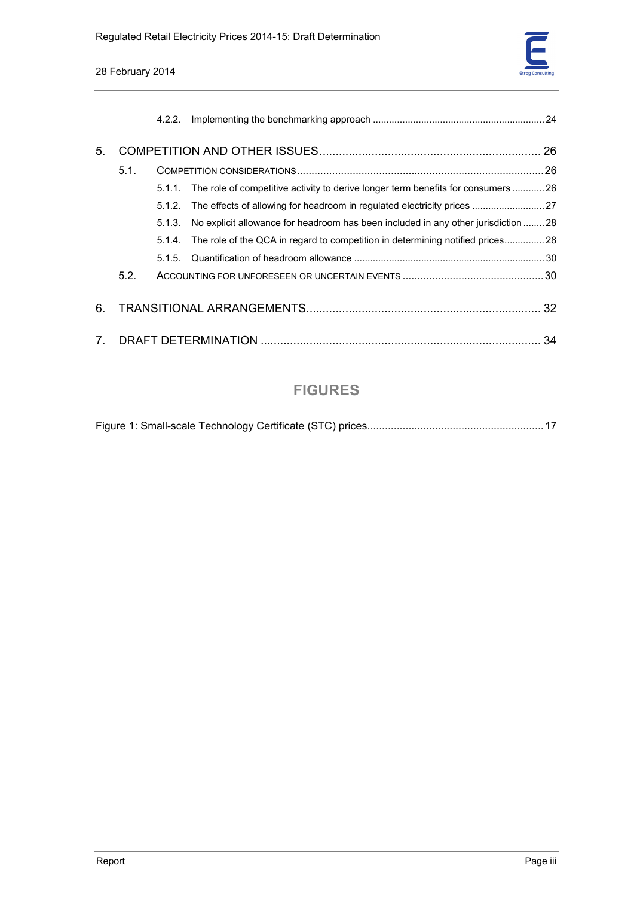4.2.2. Implementing the benchmarking approach ........................................................................ 24

5. COMPETITION AND OTHER ISSUES ........................................................................ 26

5.1. COMPETITION CONSIDERATIONS ........................................................................ 26

5.1.1. The role of competitive activity to derive longer term benefits for consumers ............ 26

5.1.2. The effects of allowing for headroom in regulated electricity prices ........................... 27

5.1.3. No explicit allowance for headroom has been included in any other jurisdiction ........ 28

5.1.4. The role of the QCA in regard to competition in determining notified prices............... 28

5.1.5. Quantification of headroom allowance ........................................................................ 30

5.2. ACCOUNTING FOR UNFORESEEN OR UNCERTAIN EVENTS ................................................ 30

6. TRANSITIONAL ARRANGEMENTS ........................................................................ 32

7. DRAFT DETERMINATION ........................................................................ 34

## FIGURES

Figure 1: Small-scale Technology Certificate (STC) prices ........................................................................ 17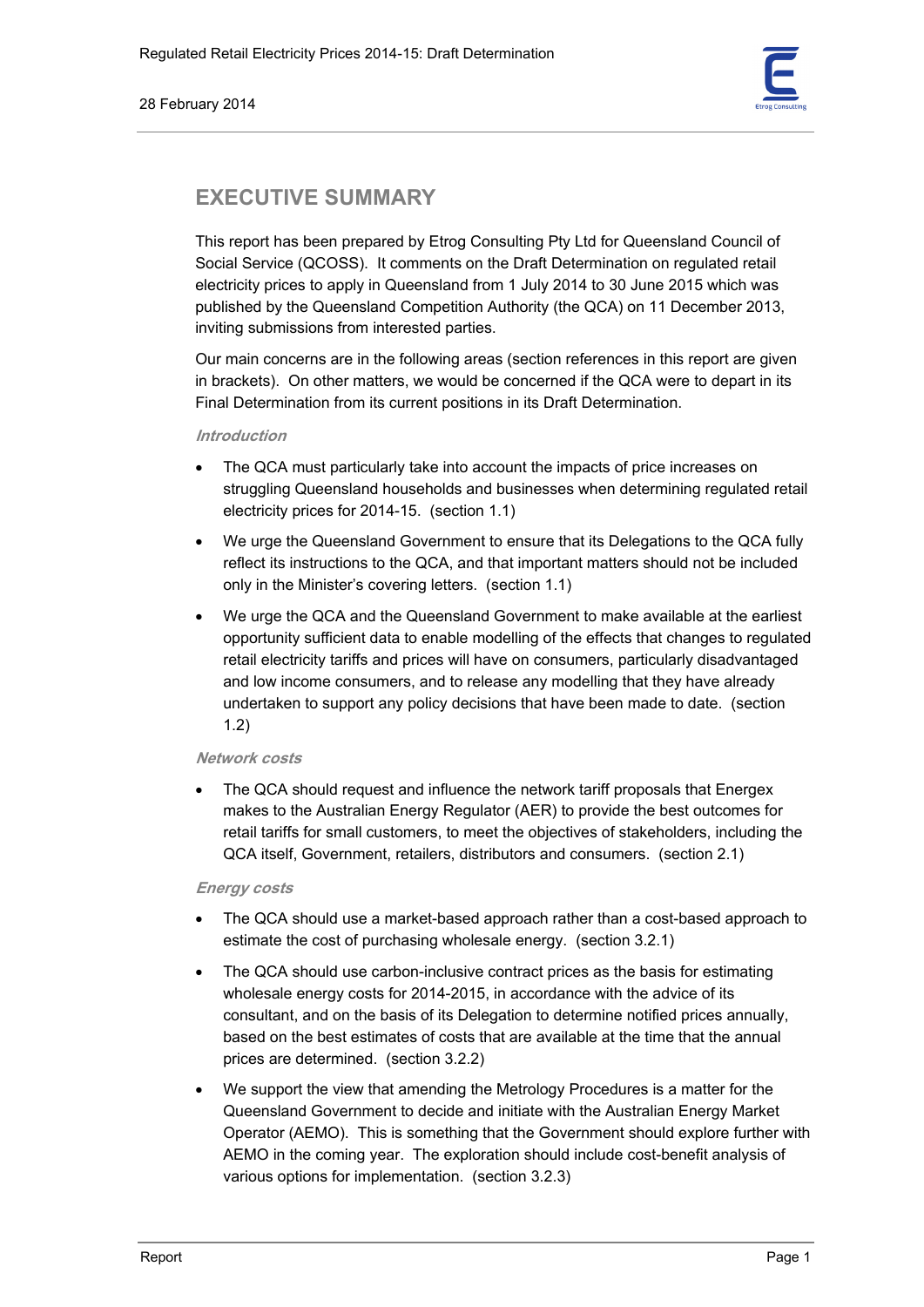# EXECUTIVE SUMMARY

This report has been prepared by Etrog Consulting Pty Ltd for Queensland Council of Social Service (QCOSS). It comments on the Draft Determination on regulated retail electricity prices to apply in Queensland from 1 July 2014 to 30 June 2015 which was published by the Queensland Competition Authority (the QCA) on 11 December 2013, inviting submissions from interested parties.

Our main concerns are in the following areas (section references in this report are given in brackets). On other matters, we would be concerned if the QCA were to depart in its Final Determination from its current positions in its Draft Determination.

*Introduction*

- The QCA must particularly take into account the impacts of price increases on struggling Queensland households and businesses when determining regulated retail electricity prices for 2014-15. (section 1.1)
- We urge the Queensland Government to ensure that its Delegations to the QCA fully reflect its instructions to the QCA, and that important matters should not be included only in the Minister's covering letters. (section 1.1)
- We urge the QCA and the Queensland Government to make available at the earliest opportunity sufficient data to enable modelling of the effects that changes to regulated retail electricity tariffs and prices will have on consumers, particularly disadvantaged and low income consumers, and to release any modelling that they have already undertaken to support any policy decisions that have been made to date. (section 1.2)

*Network costs*

- The QCA should request and influence the network tariff proposals that Energex makes to the Australian Energy Regulator (AER) to provide the best outcomes for retail tariffs for small customers, to meet the objectives of stakeholders, including the QCA itself, Government, retailers, distributors and consumers. (section 2.1)

*Energy costs*

- The QCA should use a market-based approach rather than a cost-based approach to estimate the cost of purchasing wholesale energy. (section 3.2.1)
- The QCA should use carbon-inclusive contract prices as the basis for estimating wholesale energy costs for 2014-2015, in accordance with the advice of its consultant, and on the basis of its Delegation to determine notified prices annually, based on the best estimates of costs that are available at the time that the annual prices are determined. (section 3.2.2)
- We support the view that amending the Metrology Procedures is a matter for the Queensland Government to decide and initiate with the Australian Energy Market Operator (AEMO). This is something that the Government should explore further with AEMO in the coming year. The exploration should include cost-benefit analysis of various options for implementation. (section 3.2.3)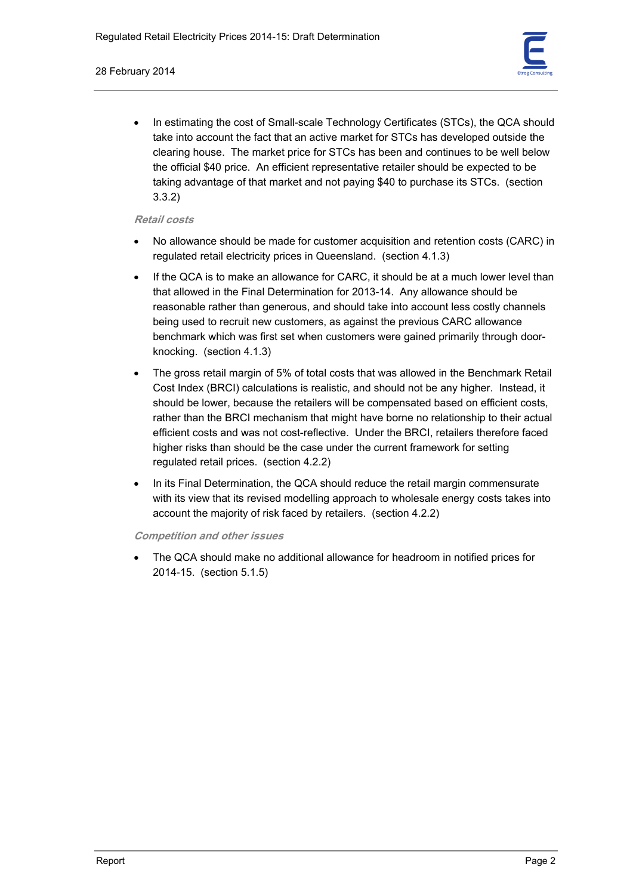- In estimating the cost of Small-scale Technology Certificates (STCs), the QCA should take into account the fact that an active market for STCs has developed outside the clearing house. The market price for STCs has been and continues to be well below the official $40 price. An efficient representative retailer should be expected to be taking advantage of that market and not paying $40 to purchase its STCs. (section 3.3.2)

*Retail costs*

- No allowance should be made for customer acquisition and retention costs (CARC) in regulated retail electricity prices in Queensland. (section 4.1.3)
- If the QCA is to make an allowance for CARC, it should be at a much lower level than that allowed in the Final Determination for 2013-14. Any allowance should be reasonable rather than generous, and should take into account less costly channels being used to recruit new customers, as against the previous CARC allowance benchmark which was first set when customers were gained primarily through door-knocking. (section 4.1.3)
- The gross retail margin of 5% of total costs that was allowed in the Benchmark Retail Cost Index (BRCI) calculations is realistic, and should not be any higher. Instead, it should be lower, because the retailers will be compensated based on efficient costs, rather than the BRCI mechanism that might have borne no relationship to their actual efficient costs and was not cost-reflective. Under the BRCI, retailers therefore faced higher risks than should be the case under the current framework for setting regulated retail prices. (section 4.2.2)
- In its Final Determination, the QCA should reduce the retail margin commensurate with its view that its revised modelling approach to wholesale energy costs takes into account the majority of risk faced by retailers. (section 4.2.2)

*Competition and other issues*

- The QCA should make no additional allowance for headroom in notified prices for 2014-15. (section 5.1.5)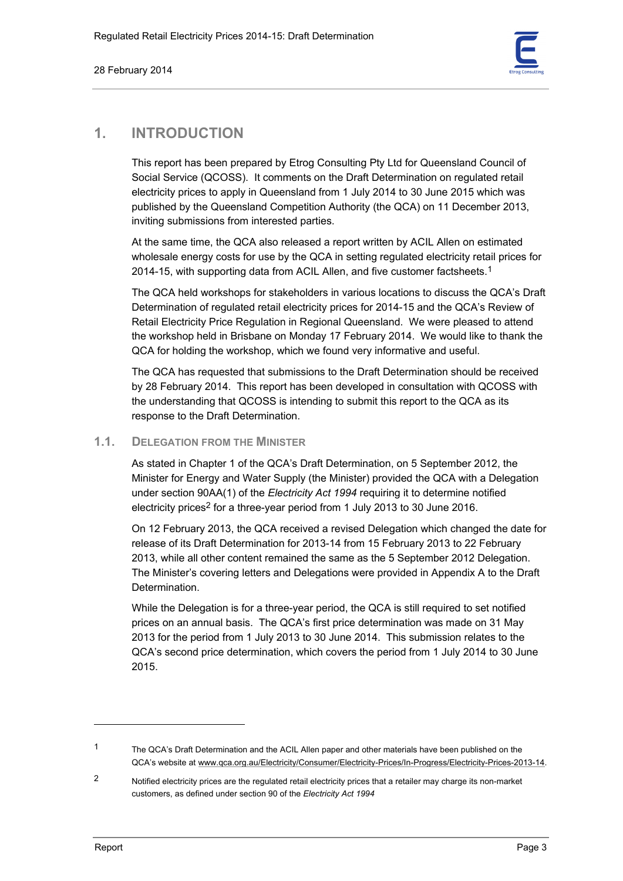# 1. INTRODUCTION

This report has been prepared by Etrog Consulting Pty Ltd for Queensland Council of Social Service (QCOSS). It comments on the Draft Determination on regulated retail electricity prices to apply in Queensland from 1 July 2014 to 30 June 2015 which was published by the Queensland Competition Authority (the QCA) on 11 December 2013, inviting submissions from interested parties.

At the same time, the QCA also released a report written by ACIL Allen on estimated wholesale energy costs for use by the QCA in setting regulated electricity retail prices for 2014-15, with supporting data from ACIL Allen, and five customer factsheets.[1]

The QCA held workshops for stakeholders in various locations to discuss the QCA's Draft Determination of regulated retail electricity prices for 2014-15 and the QCA's Review of Retail Electricity Price Regulation in Regional Queensland. We were pleased to attend the workshop held in Brisbane on Monday 17 February 2014. We would like to thank the QCA for holding the workshop, which we found very informative and useful.

The QCA has requested that submissions to the Draft Determination should be received by 28 February 2014. This report has been developed in consultation with QCOSS with the understanding that QCOSS is intending to submit this report to the QCA as its response to the Draft Determination.

## 1.1. DELEGATION FROM THE MINISTER

As stated in Chapter 1 of the QCA's Draft Determination, on 5 September 2012, the Minister for Energy and Water Supply (the Minister) provided the QCA with a Delegation under section 90AA(1) of the *Electricity Act 1994* requiring it to determine notified electricity prices[2] for a three-year period from 1 July 2013 to 30 June 2016.

On 12 February 2013, the QCA received a revised Delegation which changed the date for release of its Draft Determination for 2013-14 from 15 February 2013 to 22 February 2013, while all other content remained the same as the 5 September 2012 Delegation. The Minister's covering letters and Delegations were provided in Appendix A to the Draft Determination.

While the Delegation is for a three-year period, the QCA is still required to set notified prices on an annual basis. The QCA's first price determination was made on 31 May 2013 for the period from 1 July 2013 to 30 June 2014. This submission relates to the QCA's second price determination, which covers the period from 1 July 2014 to 30 June 2015.

---

[1] The QCA's Draft Determination and the ACIL Allen paper and other materials have been published on the QCA's website at www.qca.org.au/Electricity/Consumer/Electricity-Prices/In-Progress/Electricity-Prices-2013-14.

[2] Notified electricity prices are the regulated retail electricity prices that a retailer may charge its non-market customers, as defined under section 90 of the *Electricity Act 1994*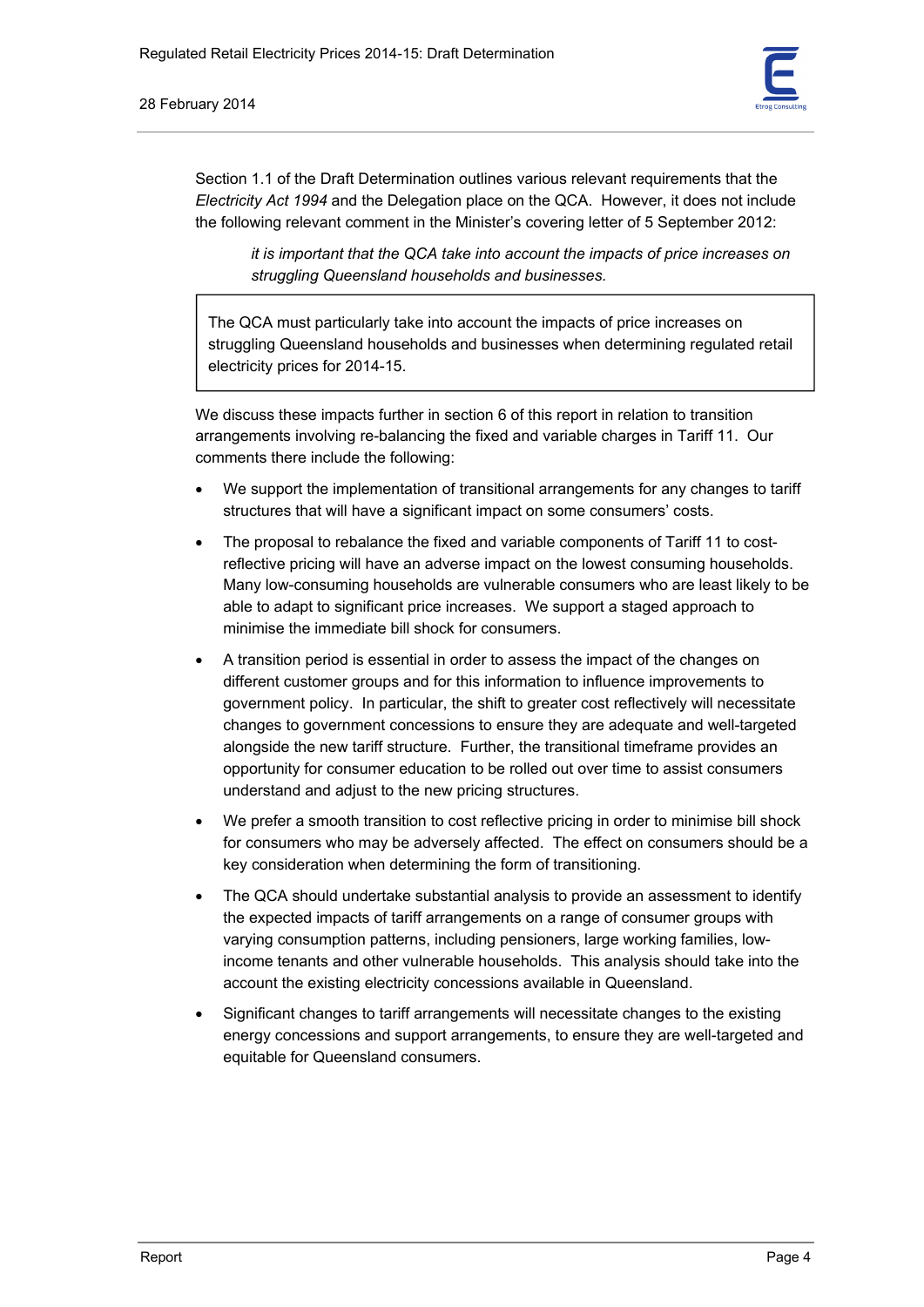Section 1.1 of the Draft Determination outlines various relevant requirements that the *Electricity Act 1994* and the Delegation place on the QCA. However, it does not include the following relevant comment in the Minister's covering letter of 5 September 2012:

> *it is important that the QCA take into account the impacts of price increases on struggling Queensland households and businesses.*

| The QCA must particularly take into account the impacts of price increases on struggling Queensland households and businesses when determining regulated retail electricity prices for 2014-15. |
|---|

We discuss these impacts further in section 6 of this report in relation to transition arrangements involving re-balancing the fixed and variable charges in Tariff 11. Our comments there include the following:

- We support the implementation of transitional arrangements for any changes to tariff structures that will have a significant impact on some consumers' costs.
- The proposal to rebalance the fixed and variable components of Tariff 11 to cost-reflective pricing will have an adverse impact on the lowest consuming households. Many low-consuming households are vulnerable consumers who are least likely to be able to adapt to significant price increases. We support a staged approach to minimise the immediate bill shock for consumers.
- A transition period is essential in order to assess the impact of the changes on different customer groups and for this information to influence improvements to government policy. In particular, the shift to greater cost reflectively will necessitate changes to government concessions to ensure they are adequate and well-targeted alongside the new tariff structure. Further, the transitional timeframe provides an opportunity for consumer education to be rolled out over time to assist consumers understand and adjust to the new pricing structures.
- We prefer a smooth transition to cost reflective pricing in order to minimise bill shock for consumers who may be adversely affected. The effect on consumers should be a key consideration when determining the form of transitioning.
- The QCA should undertake substantial analysis to provide an assessment to identify the expected impacts of tariff arrangements on a range of consumer groups with varying consumption patterns, including pensioners, large working families, low-income tenants and other vulnerable households. This analysis should take into the account the existing electricity concessions available in Queensland.
- Significant changes to tariff arrangements will necessitate changes to the existing energy concessions and support arrangements, to ensure they are well-targeted and equitable for Queensland consumers.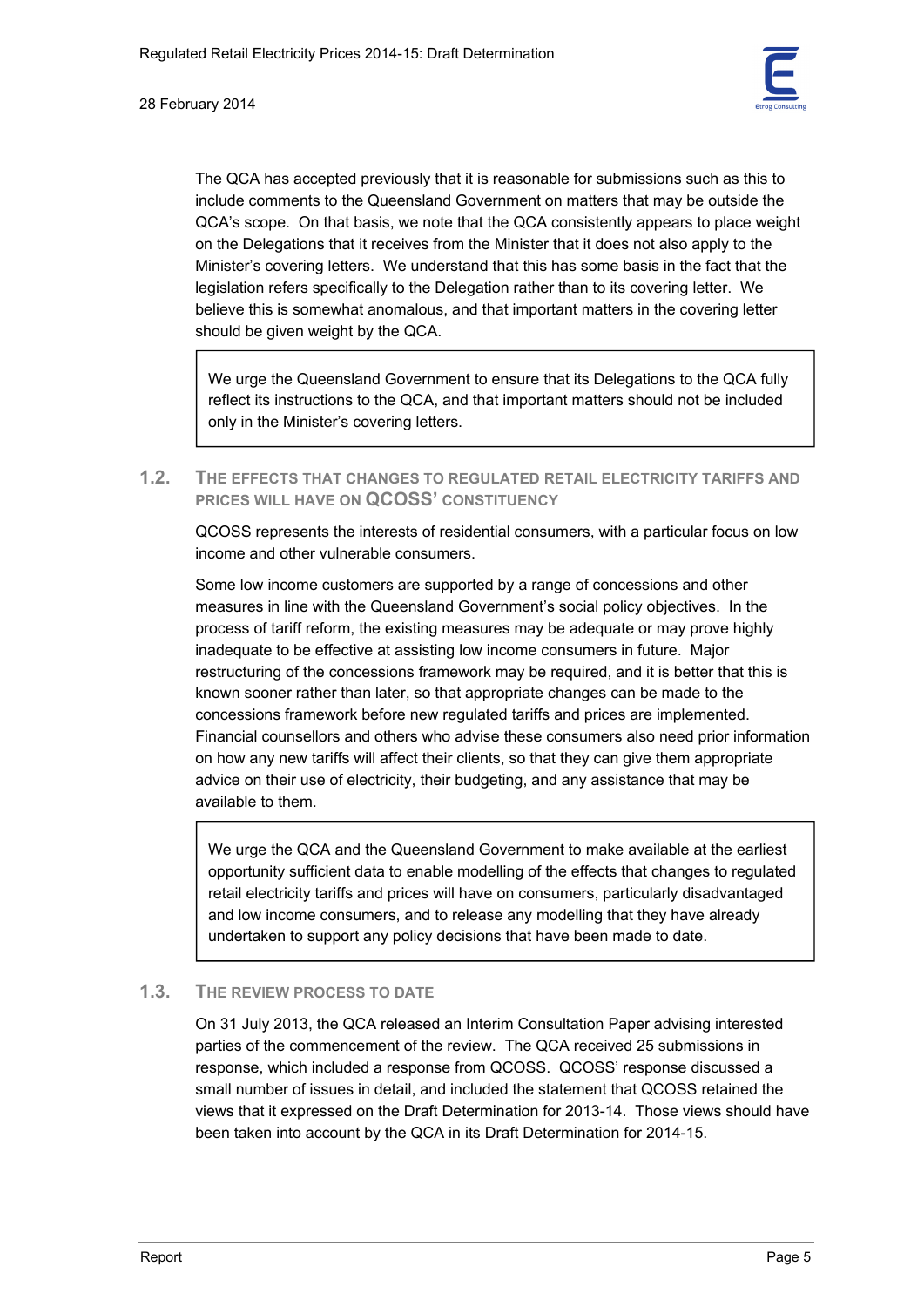The QCA has accepted previously that it is reasonable for submissions such as this to include comments to the Queensland Government on matters that may be outside the QCA's scope. On that basis, we note that the QCA consistently appears to place weight on the Delegations that it receives from the Minister that it does not also apply to the Minister's covering letters. We understand that this has some basis in the fact that the legislation refers specifically to the Delegation rather than to its covering letter. We believe this is somewhat anomalous, and that important matters in the covering letter should be given weight by the QCA.

> We urge the Queensland Government to ensure that its Delegations to the QCA fully reflect its instructions to the QCA, and that important matters should not be included only in the Minister's covering letters.

## 1.2. The effects that changes to regulated retail electricity tariffs and prices will have on QCOSS' constituency

QCOSS represents the interests of residential consumers, with a particular focus on low income and other vulnerable consumers.

Some low income customers are supported by a range of concessions and other measures in line with the Queensland Government's social policy objectives. In the process of tariff reform, the existing measures may be adequate or may prove highly inadequate to be effective at assisting low income consumers in future. Major restructuring of the concessions framework may be required, and it is better that this is known sooner rather than later, so that appropriate changes can be made to the concessions framework before new regulated tariffs and prices are implemented. Financial counsellors and others who advise these consumers also need prior information on how any new tariffs will affect their clients, so that they can give them appropriate advice on their use of electricity, their budgeting, and any assistance that may be available to them.

> We urge the QCA and the Queensland Government to make available at the earliest opportunity sufficient data to enable modelling of the effects that changes to regulated retail electricity tariffs and prices will have on consumers, particularly disadvantaged and low income consumers, and to release any modelling that they have already undertaken to support any policy decisions that have been made to date.

## 1.3. The review process to date

On 31 July 2013, the QCA released an Interim Consultation Paper advising interested parties of the commencement of the review. The QCA received 25 submissions in response, which included a response from QCOSS. QCOSS' response discussed a small number of issues in detail, and included the statement that QCOSS retained the views that it expressed on the Draft Determination for 2013-14. Those views should have been taken into account by the QCA in its Draft Determination for 2014-15.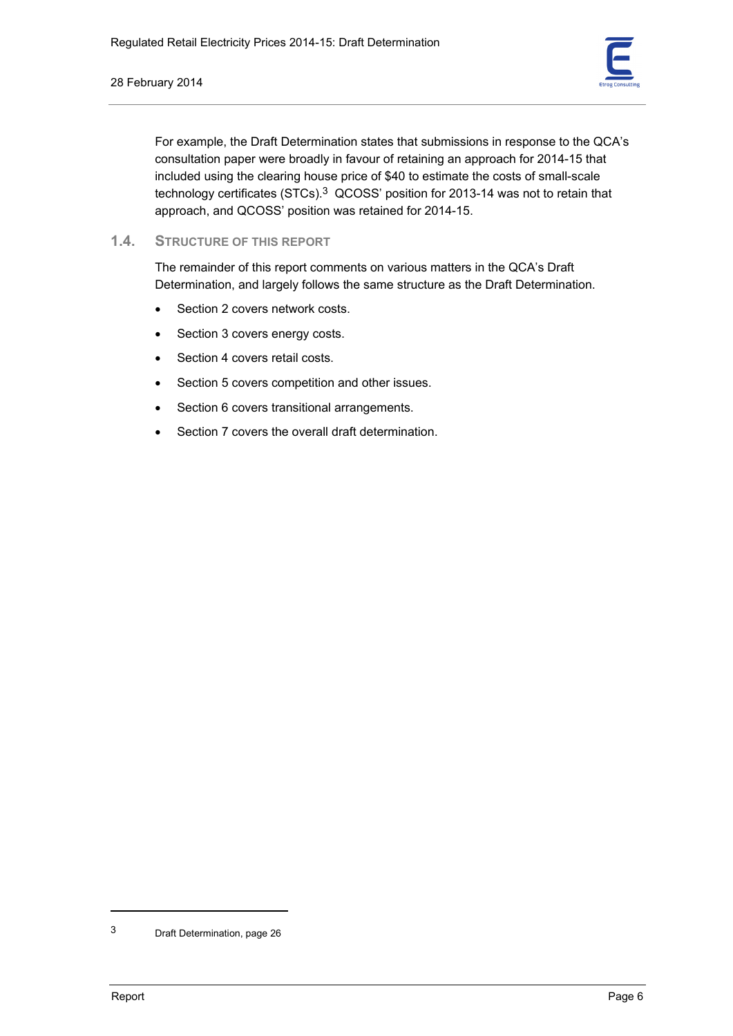For example, the Draft Determination states that submissions in response to the QCA's consultation paper were broadly in favour of retaining an approach for 2014-15 that included using the clearing house price of $40 to estimate the costs of small-scale technology certificates (STCs).[3] QCOSS' position for 2013-14 was not to retain that approach, and QCOSS' position was retained for 2014-15.

## 1.4. Structure of this report

The remainder of this report comments on various matters in the QCA's Draft Determination, and largely follows the same structure as the Draft Determination.

- Section 2 covers network costs.
- Section 3 covers energy costs.
- Section 4 covers retail costs.
- Section 5 covers competition and other issues.
- Section 6 covers transitional arrangements.
- Section 7 covers the overall draft determination.

---

[3] Draft Determination, page 26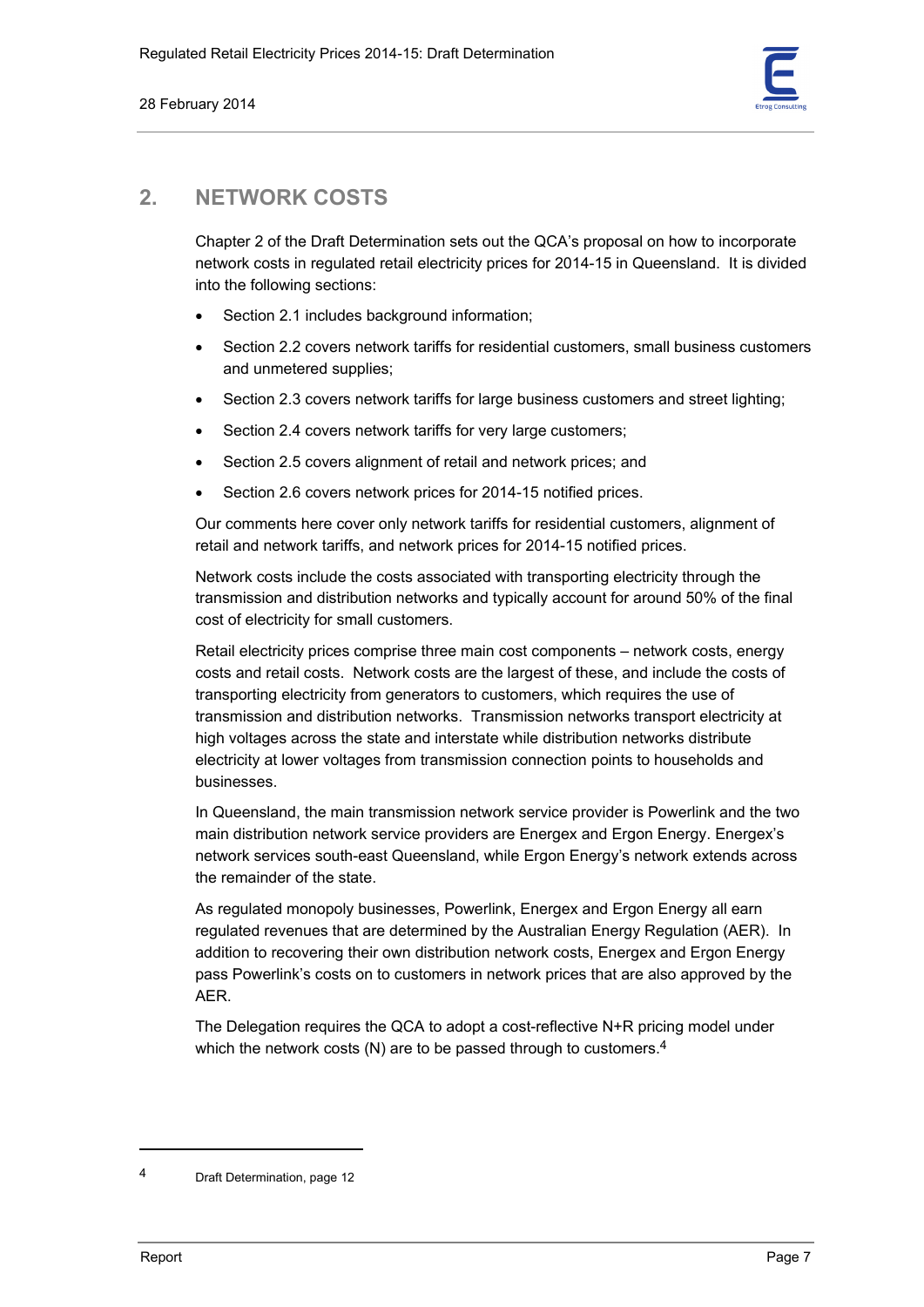## 2. NETWORK COSTS

Chapter 2 of the Draft Determination sets out the QCA's proposal on how to incorporate network costs in regulated retail electricity prices for 2014-15 in Queensland. It is divided into the following sections:

- Section 2.1 includes background information;
- Section 2.2 covers network tariffs for residential customers, small business customers and unmetered supplies;
- Section 2.3 covers network tariffs for large business customers and street lighting;
- Section 2.4 covers network tariffs for very large customers;
- Section 2.5 covers alignment of retail and network prices; and
- Section 2.6 covers network prices for 2014-15 notified prices.

Our comments here cover only network tariffs for residential customers, alignment of retail and network tariffs, and network prices for 2014-15 notified prices.

Network costs include the costs associated with transporting electricity through the transmission and distribution networks and typically account for around 50% of the final cost of electricity for small customers.

Retail electricity prices comprise three main cost components – network costs, energy costs and retail costs. Network costs are the largest of these, and include the costs of transporting electricity from generators to customers, which requires the use of transmission and distribution networks. Transmission networks transport electricity at high voltages across the state and interstate while distribution networks distribute electricity at lower voltages from transmission connection points to households and businesses.

In Queensland, the main transmission network service provider is Powerlink and the two main distribution network service providers are Energex and Ergon Energy. Energex's network services south-east Queensland, while Ergon Energy's network extends across the remainder of the state.

As regulated monopoly businesses, Powerlink, Energex and Ergon Energy all earn regulated revenues that are determined by the Australian Energy Regulation (AER). In addition to recovering their own distribution network costs, Energex and Ergon Energy pass Powerlink's costs on to customers in network prices that are also approved by the AER.

The Delegation requires the QCA to adopt a cost-reflective N+R pricing model under which the network costs (N) are to be passed through to customers.[4]

---

[4] Draft Determination, page 12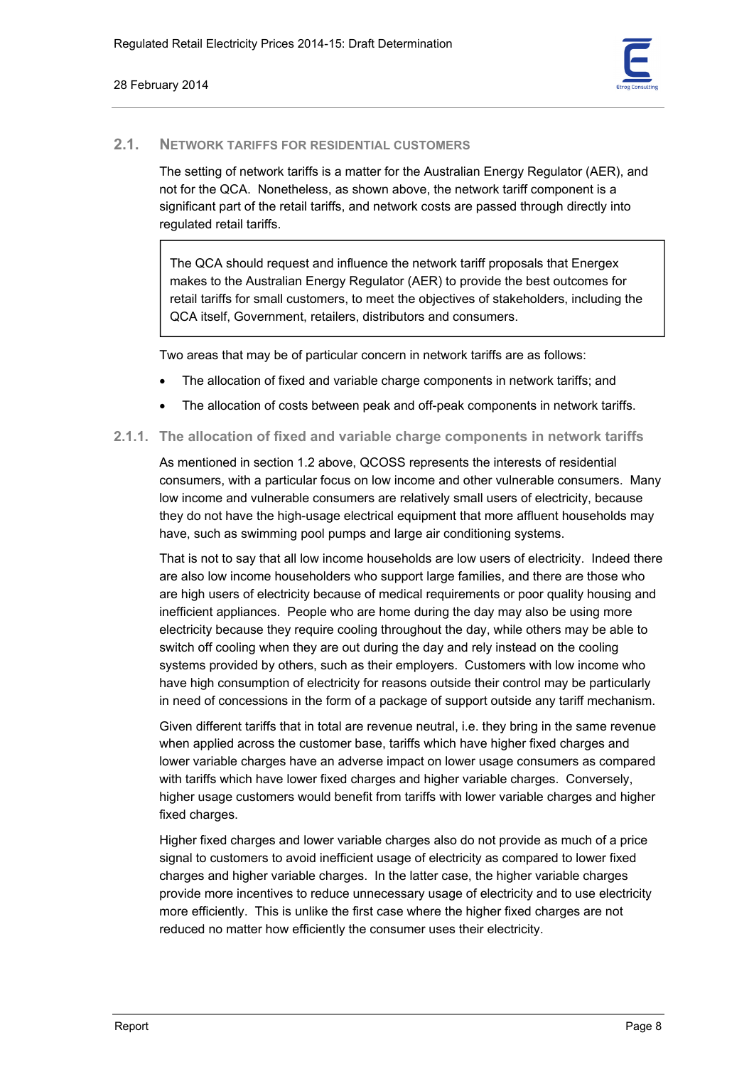## 2.1. Network Tariffs for Residential Customers

The setting of network tariffs is a matter for the Australian Energy Regulator (AER), and not for the QCA. Nonetheless, as shown above, the network tariff component is a significant part of the retail tariffs, and network costs are passed through directly into regulated retail tariffs.

> The QCA should request and influence the network tariff proposals that Energex makes to the Australian Energy Regulator (AER) to provide the best outcomes for retail tariffs for small customers, to meet the objectives of stakeholders, including the QCA itself, Government, retailers, distributors and consumers.

Two areas that may be of particular concern in network tariffs are as follows:

- The allocation of fixed and variable charge components in network tariffs; and
- The allocation of costs between peak and off-peak components in network tariffs.

### 2.1.1. The allocation of fixed and variable charge components in network tariffs

As mentioned in section 1.2 above, QCOSS represents the interests of residential consumers, with a particular focus on low income and other vulnerable consumers. Many low income and vulnerable consumers are relatively small users of electricity, because they do not have the high-usage electrical equipment that more affluent households may have, such as swimming pool pumps and large air conditioning systems.

That is not to say that all low income households are low users of electricity. Indeed there are also low income householders who support large families, and there are those who are high users of electricity because of medical requirements or poor quality housing and inefficient appliances. People who are home during the day may also be using more electricity because they require cooling throughout the day, while others may be able to switch off cooling when they are out during the day and rely instead on the cooling systems provided by others, such as their employers. Customers with low income who have high consumption of electricity for reasons outside their control may be particularly in need of concessions in the form of a package of support outside any tariff mechanism.

Given different tariffs that in total are revenue neutral, i.e. they bring in the same revenue when applied across the customer base, tariffs which have higher fixed charges and lower variable charges have an adverse impact on lower usage consumers as compared with tariffs which have lower fixed charges and higher variable charges. Conversely, higher usage customers would benefit from tariffs with lower variable charges and higher fixed charges.

Higher fixed charges and lower variable charges also do not provide as much of a price signal to customers to avoid inefficient usage of electricity as compared to lower fixed charges and higher variable charges. In the latter case, the higher variable charges provide more incentives to reduce unnecessary usage of electricity and to use electricity more efficiently. This is unlike the first case where the higher fixed charges are not reduced no matter how efficiently the consumer uses their electricity.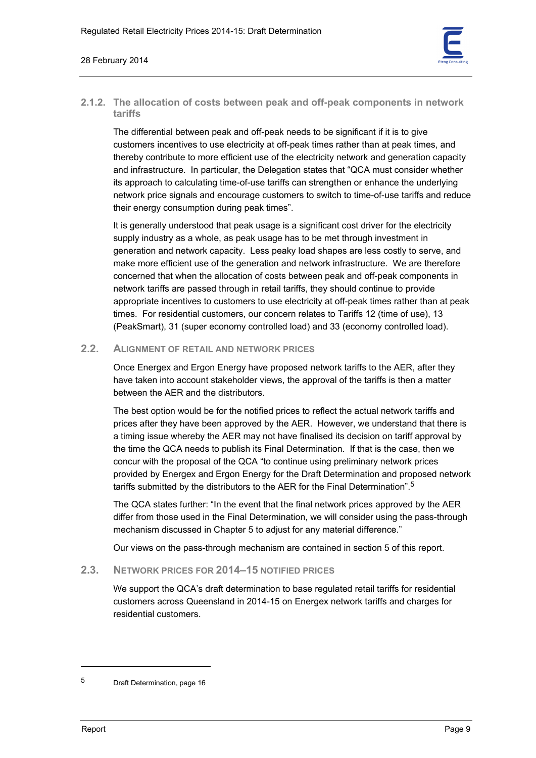### 2.1.2. The allocation of costs between peak and off-peak components in network tariffs

The differential between peak and off-peak needs to be significant if it is to give customers incentives to use electricity at off-peak times rather than at peak times, and thereby contribute to more efficient use of the electricity network and generation capacity and infrastructure. In particular, the Delegation states that "QCA must consider whether its approach to calculating time-of-use tariffs can strengthen or enhance the underlying network price signals and encourage customers to switch to time-of-use tariffs and reduce their energy consumption during peak times".

It is generally understood that peak usage is a significant cost driver for the electricity supply industry as a whole, as peak usage has to be met through investment in generation and network capacity. Less peaky load shapes are less costly to serve, and make more efficient use of the generation and network infrastructure. We are therefore concerned that when the allocation of costs between peak and off-peak components in network tariffs are passed through in retail tariffs, they should continue to provide appropriate incentives to customers to use electricity at off-peak times rather than at peak times. For residential customers, our concern relates to Tariffs 12 (time of use), 13 (PeakSmart), 31 (super economy controlled load) and 33 (economy controlled load).

## 2.2. Alignment of retail and network prices

Once Energex and Ergon Energy have proposed network tariffs to the AER, after they have taken into account stakeholder views, the approval of the tariffs is then a matter between the AER and the distributors.

The best option would be for the notified prices to reflect the actual network tariffs and prices after they have been approved by the AER. However, we understand that there is a timing issue whereby the AER may not have finalised its decision on tariff approval by the time the QCA needs to publish its Final Determination. If that is the case, then we concur with the proposal of the QCA "to continue using preliminary network prices provided by Energex and Ergon Energy for the Draft Determination and proposed network tariffs submitted by the distributors to the AER for the Final Determination".[5]

The QCA states further: "In the event that the final network prices approved by the AER differ from those used in the Final Determination, we will consider using the pass-through mechanism discussed in Chapter 5 to adjust for any material difference."

Our views on the pass-through mechanism are contained in section 5 of this report.

## 2.3. Network prices for 2014–15 notified prices

We support the QCA's draft determination to base regulated retail tariffs for residential customers across Queensland in 2014-15 on Energex network tariffs and charges for residential customers.

---

5 Draft Determination, page 16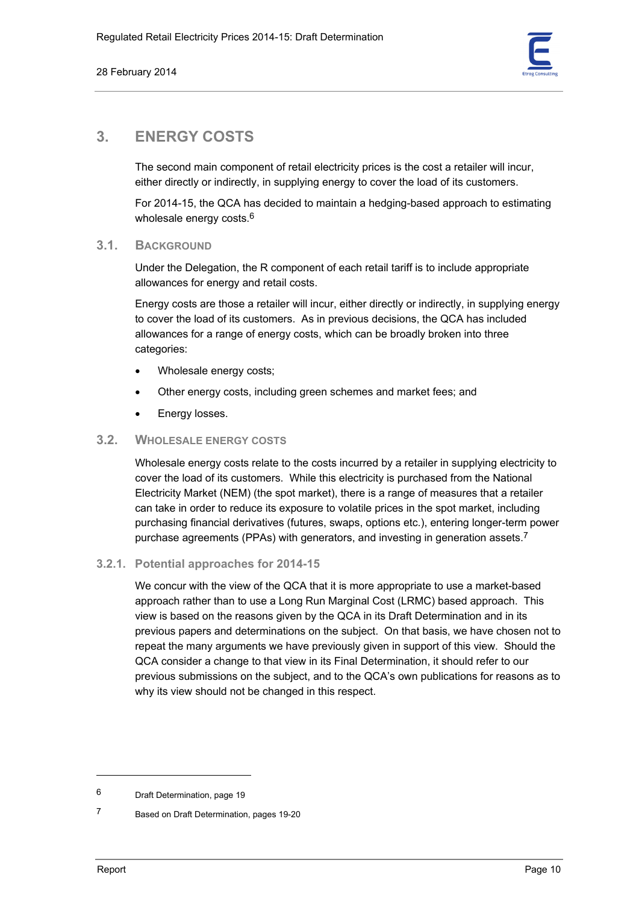# 3. ENERGY COSTS

The second main component of retail electricity prices is the cost a retailer will incur, either directly or indirectly, in supplying energy to cover the load of its customers.

For 2014-15, the QCA has decided to maintain a hedging-based approach to estimating wholesale energy costs.[6]

## 3.1. BACKGROUND

Under the Delegation, the R component of each retail tariff is to include appropriate allowances for energy and retail costs.

Energy costs are those a retailer will incur, either directly or indirectly, in supplying energy to cover the load of its customers. As in previous decisions, the QCA has included allowances for a range of energy costs, which can be broadly broken into three categories:

- Wholesale energy costs;
- Other energy costs, including green schemes and market fees; and
- Energy losses.

## 3.2. WHOLESALE ENERGY COSTS

Wholesale energy costs relate to the costs incurred by a retailer in supplying electricity to cover the load of its customers. While this electricity is purchased from the National Electricity Market (NEM) (the spot market), there is a range of measures that a retailer can take in order to reduce its exposure to volatile prices in the spot market, including purchasing financial derivatives (futures, swaps, options etc.), entering longer-term power purchase agreements (PPAs) with generators, and investing in generation assets.[7]

### 3.2.1. Potential approaches for 2014-15

We concur with the view of the QCA that it is more appropriate to use a market-based approach rather than to use a Long Run Marginal Cost (LRMC) based approach. This view is based on the reasons given by the QCA in its Draft Determination and in its previous papers and determinations on the subject. On that basis, we have chosen not to repeat the many arguments we have previously given in support of this view. Should the QCA consider a change to that view in its Final Determination, it should refer to our previous submissions on the subject, and to the QCA's own publications for reasons as to why its view should not be changed in this respect.

---

6 Draft Determination, page 19

7 Based on Draft Determination, pages 19-20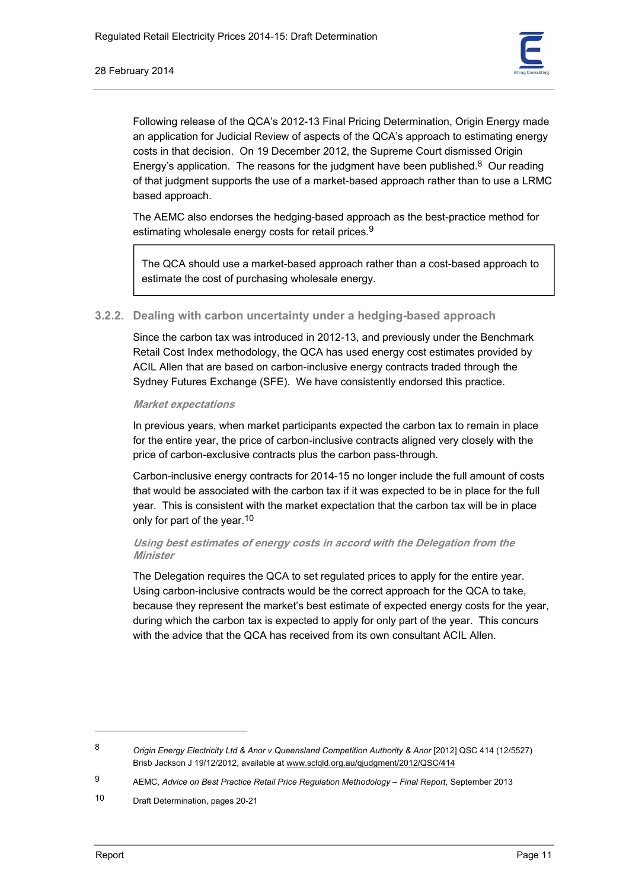Following release of the QCA's 2012-13 Final Pricing Determination, Origin Energy made an application for Judicial Review of aspects of the QCA's approach to estimating energy costs in that decision. On 19 December 2012, the Supreme Court dismissed Origin Energy's application. The reasons for the judgment have been published.[8] Our reading of that judgment supports the use of a market-based approach rather than to use a LRMC based approach.

The AEMC also endorses the hedging-based approach as the best-practice method for estimating wholesale energy costs for retail prices.[9]

> The QCA should use a market-based approach rather than a cost-based approach to estimate the cost of purchasing wholesale energy.

### 3.2.2. Dealing with carbon uncertainty under a hedging-based approach

Since the carbon tax was introduced in 2012-13, and previously under the Benchmark Retail Cost Index methodology, the QCA has used energy cost estimates provided by ACIL Allen that are based on carbon-inclusive energy contracts traded through the Sydney Futures Exchange (SFE). We have consistently endorsed this practice.

***Market expectations***

In previous years, when market participants expected the carbon tax to remain in place for the entire year, the price of carbon-inclusive contracts aligned very closely with the price of carbon-exclusive contracts plus the carbon pass-through.

Carbon-inclusive energy contracts for 2014-15 no longer include the full amount of costs that would be associated with the carbon tax if it was expected to be in place for the full year. This is consistent with the market expectation that the carbon tax will be in place only for part of the year.[10]

***Using best estimates of energy costs in accord with the Delegation from the Minister***

The Delegation requires the QCA to set regulated prices to apply for the entire year. Using carbon-inclusive contracts would be the correct approach for the QCA to take, because they represent the market's best estimate of expected energy costs for the year, during which the carbon tax is expected to apply for only part of the year. This concurs with the advice that the QCA has received from its own consultant ACIL Allen.

---

[8] *Origin Energy Electricity Ltd & Anor v Queensland Competition Authority & Anor* [2012] QSC 414 (12/5527) Brisb Jackson J 19/12/2012, available at www.sclqld.org.au/qjudgment/2012/QSC/414

[9] AEMC, *Advice on Best Practice Retail Price Regulation Methodology – Final Report*, September 2013

[10] Draft Determination, pages 20-21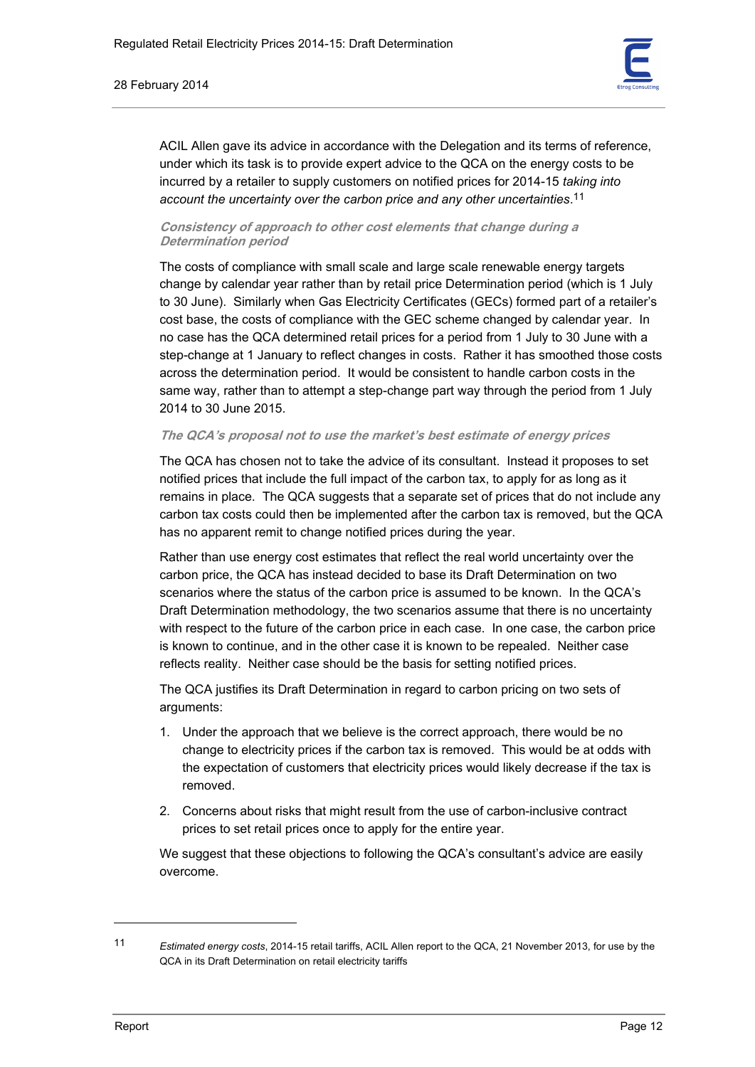ACIL Allen gave its advice in accordance with the Delegation and its terms of reference, under which its task is to provide expert advice to the QCA on the energy costs to be incurred by a retailer to supply customers on notified prices for 2014-15 *taking into account the uncertainty over the carbon price and any other uncertainties*.[11]

***Consistency of approach to other cost elements that change during a Determination period***

The costs of compliance with small scale and large scale renewable energy targets change by calendar year rather than by retail price Determination period (which is 1 July to 30 June). Similarly when Gas Electricity Certificates (GECs) formed part of a retailer's cost base, the costs of compliance with the GEC scheme changed by calendar year. In no case has the QCA determined retail prices for a period from 1 July to 30 June with a step-change at 1 January to reflect changes in costs. Rather it has smoothed those costs across the determination period. It would be consistent to handle carbon costs in the same way, rather than to attempt a step-change part way through the period from 1 July 2014 to 30 June 2015.

***The QCA's proposal not to use the market's best estimate of energy prices***

The QCA has chosen not to take the advice of its consultant. Instead it proposes to set notified prices that include the full impact of the carbon tax, to apply for as long as it remains in place. The QCA suggests that a separate set of prices that do not include any carbon tax costs could then be implemented after the carbon tax is removed, but the QCA has no apparent remit to change notified prices during the year.

Rather than use energy cost estimates that reflect the real world uncertainty over the carbon price, the QCA has instead decided to base its Draft Determination on two scenarios where the status of the carbon price is assumed to be known. In the QCA's Draft Determination methodology, the two scenarios assume that there is no uncertainty with respect to the future of the carbon price in each case. In one case, the carbon price is known to continue, and in the other case it is known to be repealed. Neither case reflects reality. Neither case should be the basis for setting notified prices.

The QCA justifies its Draft Determination in regard to carbon pricing on two sets of arguments:

1. Under the approach that we believe is the correct approach, there would be no change to electricity prices if the carbon tax is removed. This would be at odds with the expectation of customers that electricity prices would likely decrease if the tax is removed.
2. Concerns about risks that might result from the use of carbon-inclusive contract prices to set retail prices once to apply for the entire year.

We suggest that these objections to following the QCA's consultant's advice are easily overcome.

---

[11] *Estimated energy costs*, 2014-15 retail tariffs, ACIL Allen report to the QCA, 21 November 2013, for use by the QCA in its Draft Determination on retail electricity tariffs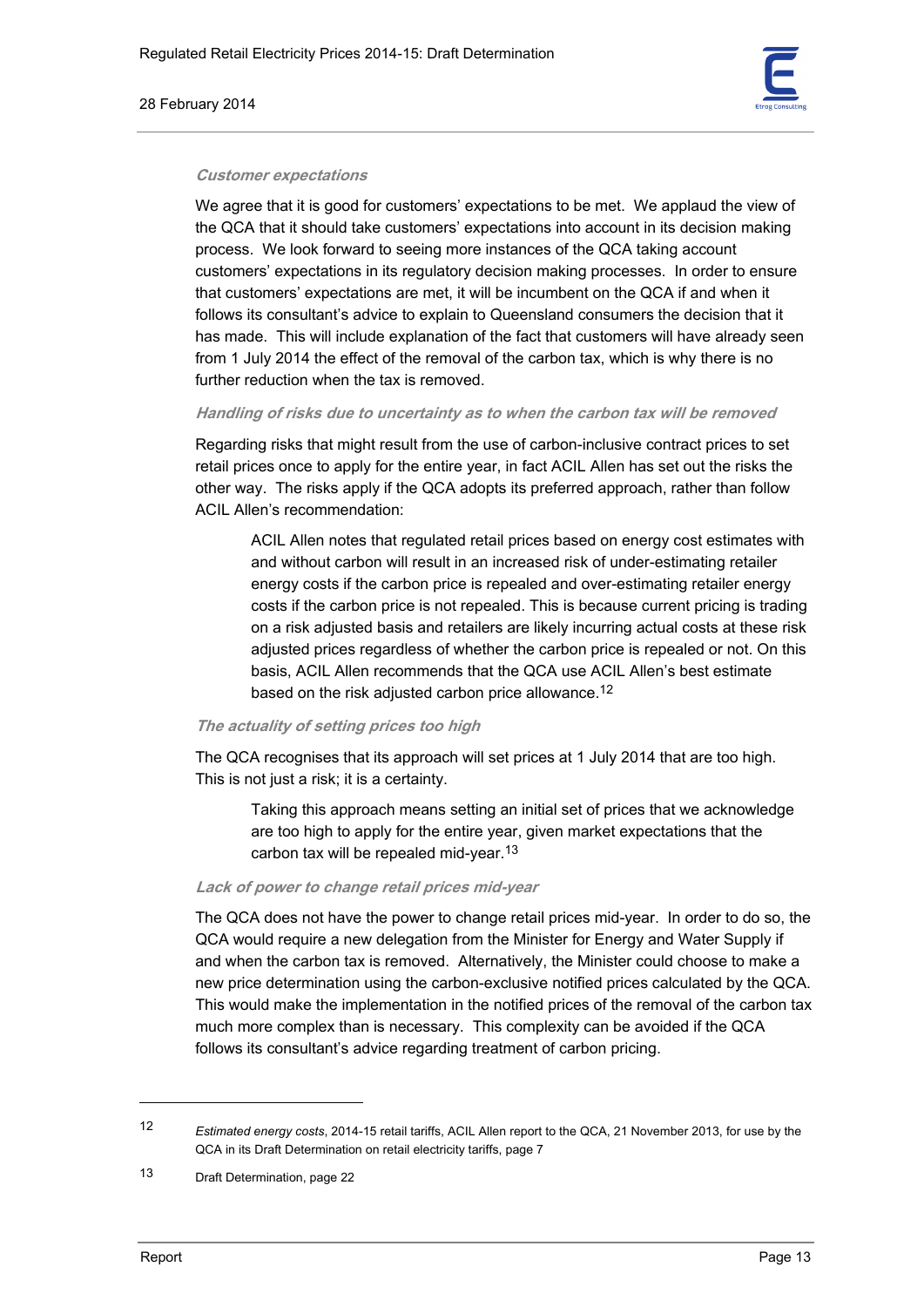*Customer expectations*

We agree that it is good for customers' expectations to be met. We applaud the view of the QCA that it should take customers' expectations into account in its decision making process. We look forward to seeing more instances of the QCA taking account customers' expectations in its regulatory decision making processes. In order to ensure that customers' expectations are met, it will be incumbent on the QCA if and when it follows its consultant's advice to explain to Queensland consumers the decision that it has made. This will include explanation of the fact that customers will have already seen from 1 July 2014 the effect of the removal of the carbon tax, which is why there is no further reduction when the tax is removed.

*Handling of risks due to uncertainty as to when the carbon tax will be removed*

Regarding risks that might result from the use of carbon-inclusive contract prices to set retail prices once to apply for the entire year, in fact ACIL Allen has set out the risks the other way. The risks apply if the QCA adopts its preferred approach, rather than follow ACIL Allen's recommendation:

> ACIL Allen notes that regulated retail prices based on energy cost estimates with and without carbon will result in an increased risk of under-estimating retailer energy costs if the carbon price is repealed and over-estimating retailer energy costs if the carbon price is not repealed. This is because current pricing is trading on a risk adjusted basis and retailers are likely incurring actual costs at these risk adjusted prices regardless of whether the carbon price is repealed or not. On this basis, ACIL Allen recommends that the QCA use ACIL Allen's best estimate based on the risk adjusted carbon price allowance.[12]

*The actuality of setting prices too high*

The QCA recognises that its approach will set prices at 1 July 2014 that are too high. This is not just a risk; it is a certainty.

> Taking this approach means setting an initial set of prices that we acknowledge are too high to apply for the entire year, given market expectations that the carbon tax will be repealed mid-year.[13]

*Lack of power to change retail prices mid-year*

The QCA does not have the power to change retail prices mid-year. In order to do so, the QCA would require a new delegation from the Minister for Energy and Water Supply if and when the carbon tax is removed. Alternatively, the Minister could choose to make a new price determination using the carbon-exclusive notified prices calculated by the QCA. This would make the implementation in the notified prices of the removal of the carbon tax much more complex than is necessary. This complexity can be avoided if the QCA follows its consultant's advice regarding treatment of carbon pricing.

---

[12] *Estimated energy costs*, 2014-15 retail tariffs, ACIL Allen report to the QCA, 21 November 2013, for use by the QCA in its Draft Determination on retail electricity tariffs, page 7

[13] Draft Determination, page 22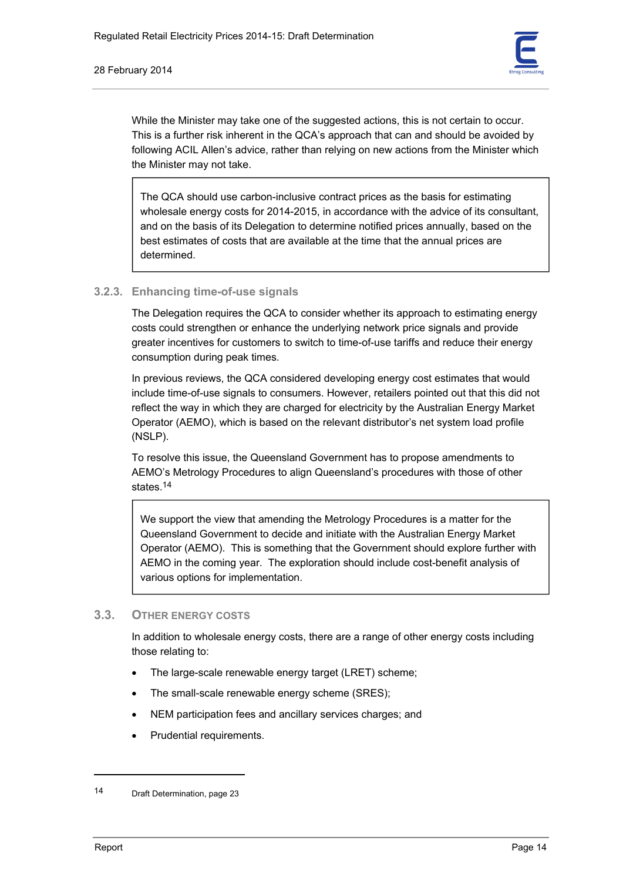While the Minister may take one of the suggested actions, this is not certain to occur. This is a further risk inherent in the QCA's approach that can and should be avoided by following ACIL Allen's advice, rather than relying on new actions from the Minister which the Minister may not take.

> The QCA should use carbon-inclusive contract prices as the basis for estimating wholesale energy costs for 2014-2015, in accordance with the advice of its consultant, and on the basis of its Delegation to determine notified prices annually, based on the best estimates of costs that are available at the time that the annual prices are determined.

### 3.2.3. Enhancing time-of-use signals

The Delegation requires the QCA to consider whether its approach to estimating energy costs could strengthen or enhance the underlying network price signals and provide greater incentives for customers to switch to time-of-use tariffs and reduce their energy consumption during peak times.

In previous reviews, the QCA considered developing energy cost estimates that would include time-of-use signals to consumers. However, retailers pointed out that this did not reflect the way in which they are charged for electricity by the Australian Energy Market Operator (AEMO), which is based on the relevant distributor's net system load profile (NSLP).

To resolve this issue, the Queensland Government has to propose amendments to AEMO's Metrology Procedures to align Queensland's procedures with those of other states.[14]

> We support the view that amending the Metrology Procedures is a matter for the Queensland Government to decide and initiate with the Australian Energy Market Operator (AEMO). This is something that the Government should explore further with AEMO in the coming year. The exploration should include cost-benefit analysis of various options for implementation.

## 3.3. Other Energy Costs

In addition to wholesale energy costs, there are a range of other energy costs including those relating to:

- The large-scale renewable energy target (LRET) scheme;
- The small-scale renewable energy scheme (SRES);
- NEM participation fees and ancillary services charges; and
- Prudential requirements.

---

14 Draft Determination, page 23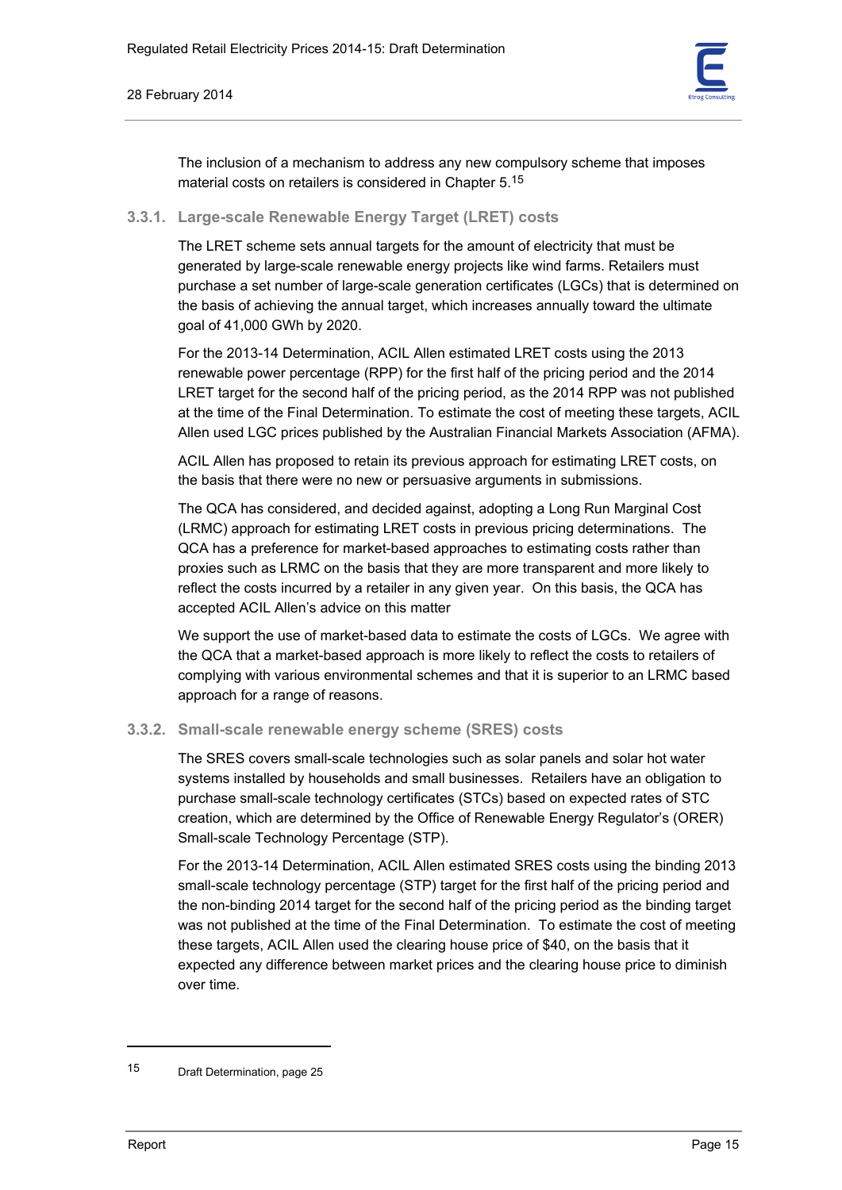The inclusion of a mechanism to address any new compulsory scheme that imposes material costs on retailers is considered in Chapter 5.[15]

### 3.3.1. Large-scale Renewable Energy Target (LRET) costs

The LRET scheme sets annual targets for the amount of electricity that must be generated by large-scale renewable energy projects like wind farms. Retailers must purchase a set number of large-scale generation certificates (LGCs) that is determined on the basis of achieving the annual target, which increases annually toward the ultimate goal of 41,000 GWh by 2020.

For the 2013-14 Determination, ACIL Allen estimated LRET costs using the 2013 renewable power percentage (RPP) for the first half of the pricing period and the 2014 LRET target for the second half of the pricing period, as the 2014 RPP was not published at the time of the Final Determination. To estimate the cost of meeting these targets, ACIL Allen used LGC prices published by the Australian Financial Markets Association (AFMA).

ACIL Allen has proposed to retain its previous approach for estimating LRET costs, on the basis that there were no new or persuasive arguments in submissions.

The QCA has considered, and decided against, adopting a Long Run Marginal Cost (LRMC) approach for estimating LRET costs in previous pricing determinations. The QCA has a preference for market-based approaches to estimating costs rather than proxies such as LRMC on the basis that they are more transparent and more likely to reflect the costs incurred by a retailer in any given year. On this basis, the QCA has accepted ACIL Allen's advice on this matter

We support the use of market-based data to estimate the costs of LGCs. We agree with the QCA that a market-based approach is more likely to reflect the costs to retailers of complying with various environmental schemes and that it is superior to an LRMC based approach for a range of reasons.

### 3.3.2. Small-scale renewable energy scheme (SRES) costs

The SRES covers small-scale technologies such as solar panels and solar hot water systems installed by households and small businesses. Retailers have an obligation to purchase small-scale technology certificates (STCs) based on expected rates of STC creation, which are determined by the Office of Renewable Energy Regulator's (ORER) Small-scale Technology Percentage (STP).

For the 2013-14 Determination, ACIL Allen estimated SRES costs using the binding 2013 small-scale technology percentage (STP) target for the first half of the pricing period and the non-binding 2014 target for the second half of the pricing period as the binding target was not published at the time of the Final Determination. To estimate the cost of meeting these targets, ACIL Allen used the clearing house price of $40, on the basis that it expected any difference between market prices and the clearing house price to diminish over time.

---

15 Draft Determination, page 25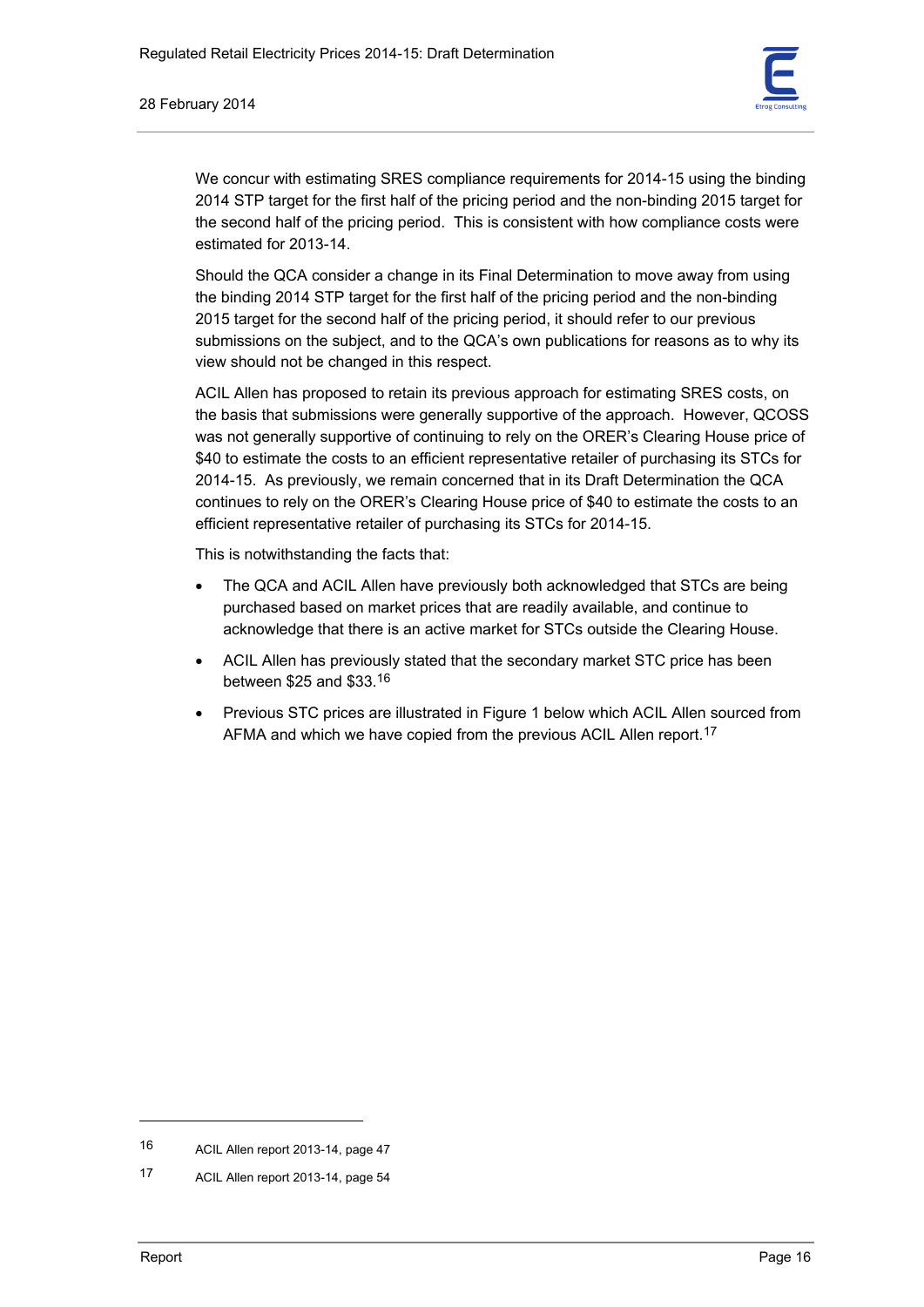We concur with estimating SRES compliance requirements for 2014-15 using the binding 2014 STP target for the first half of the pricing period and the non-binding 2015 target for the second half of the pricing period. This is consistent with how compliance costs were estimated for 2013-14.

Should the QCA consider a change in its Final Determination to move away from using the binding 2014 STP target for the first half of the pricing period and the non-binding 2015 target for the second half of the pricing period, it should refer to our previous submissions on the subject, and to the QCA's own publications for reasons as to why its view should not be changed in this respect.

ACIL Allen has proposed to retain its previous approach for estimating SRES costs, on the basis that submissions were generally supportive of the approach. However, QCOSS was not generally supportive of continuing to rely on the ORER's Clearing House price of $40 to estimate the costs to an efficient representative retailer of purchasing its STCs for 2014-15. As previously, we remain concerned that in its Draft Determination the QCA continues to rely on the ORER's Clearing House price of $40 to estimate the costs to an efficient representative retailer of purchasing its STCs for 2014-15.

This is notwithstanding the facts that:

- The QCA and ACIL Allen have previously both acknowledged that STCs are being purchased based on market prices that are readily available, and continue to acknowledge that there is an active market for STCs outside the Clearing House.
- ACIL Allen has previously stated that the secondary market STC price has been between $25 and $33.[16]
- Previous STC prices are illustrated in Figure 1 below which ACIL Allen sourced from AFMA and which we have copied from the previous ACIL Allen report.[17]

---

16 ACIL Allen report 2013-14, page 47

17 ACIL Allen report 2013-14, page 54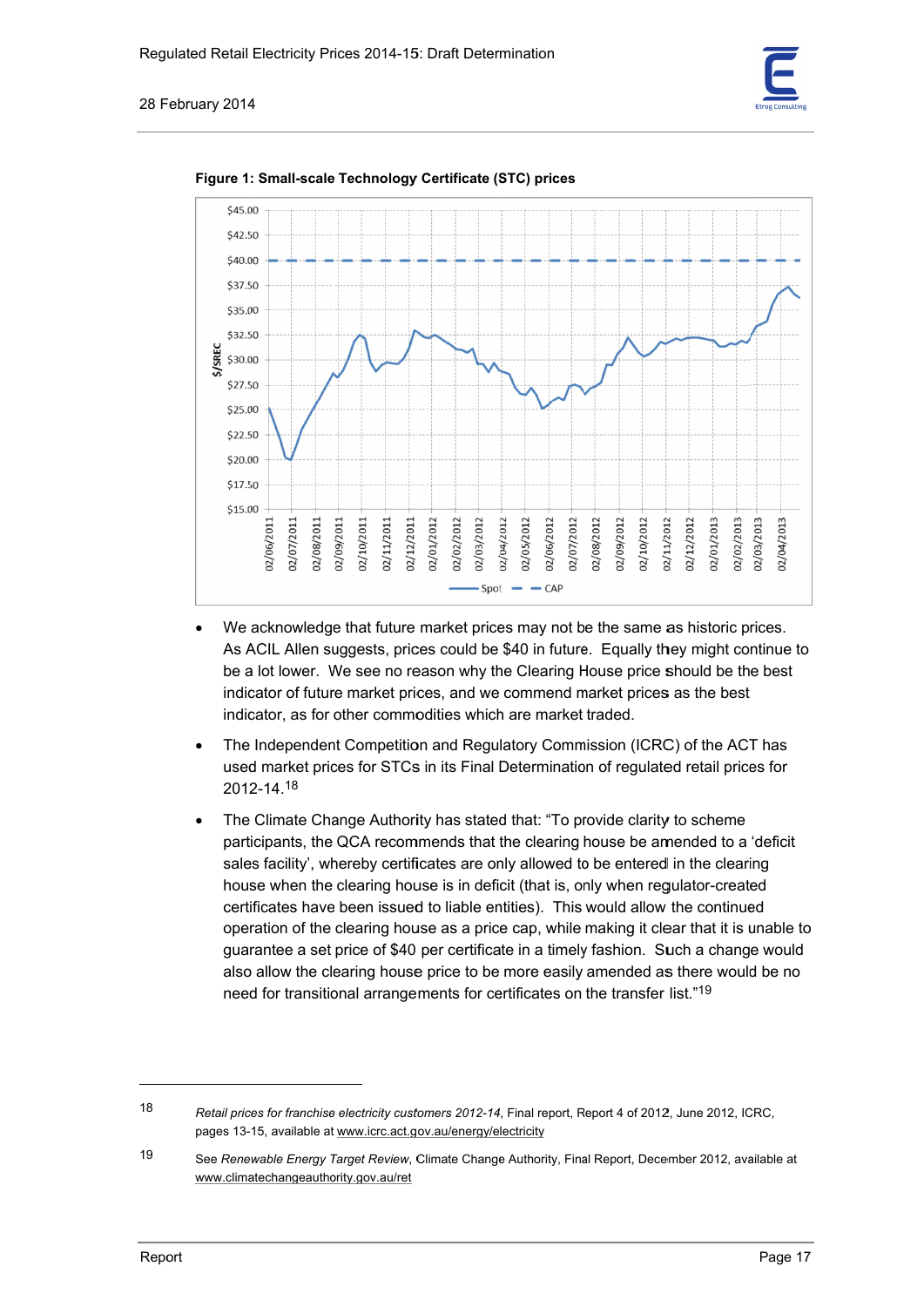**Figure 1: Small-scale Technology Certificate (STC) prices**

- We acknowledge that future market prices may not be the same as historic prices. As ACIL Allen suggests, prices could be $40 in future. Equally they might continue to be a lot lower. We see no reason why the Clearing House price should be the best indicator of future market prices, and we commend market prices as the best indicator, as for other commodities which are market traded.
- The Independent Competition and Regulatory Commission (ICRC) of the ACT has used market prices for STCs in its Final Determination of regulated retail prices for 2012-14.[18]
- The Climate Change Authority has stated that: "To provide clarity to scheme participants, the QCA recommends that the clearing house be amended to a 'deficit sales facility', whereby certificates are only allowed to be entered in the clearing house when the clearing house is in deficit (that is, only when regulator-created certificates have been issued to liable entities). This would allow the continued operation of the clearing house as a price cap, while making it clear that it is unable to guarantee a set price of $40 per certificate in a timely fashion. Such a change would also allow the clearing house price to be more easily amended as there would be no need for transitional arrangements for certificates on the transfer list."[19]

---

18 *Retail prices for franchise electricity customers 2012-14*, Final report, Report 4 of 2012, June 2012, ICRC, pages 13-15, available at www.icrc.act.gov.au/energy/electricity

19 See *Renewable Energy Target Review*, Climate Change Authority, Final Report, December 2012, available at www.climatechangeauthority.gov.au/ret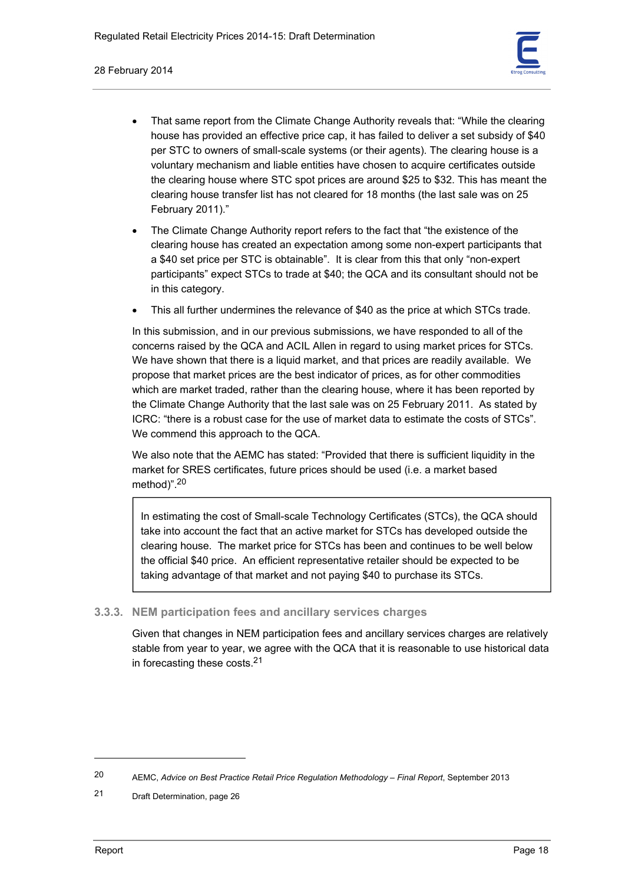- That same report from the Climate Change Authority reveals that: "While the clearing house has provided an effective price cap, it has failed to deliver a set subsidy of $40 per STC to owners of small-scale systems (or their agents). The clearing house is a voluntary mechanism and liable entities have chosen to acquire certificates outside the clearing house where STC spot prices are around $25 to $32. This has meant the clearing house transfer list has not cleared for 18 months (the last sale was on 25 February 2011)."
- The Climate Change Authority report refers to the fact that "the existence of the clearing house has created an expectation among some non-expert participants that a $40 set price per STC is obtainable". It is clear from this that only "non-expert participants" expect STCs to trade at $40; the QCA and its consultant should not be in this category.
- This all further undermines the relevance of $40 as the price at which STCs trade.

In this submission, and in our previous submissions, we have responded to all of the concerns raised by the QCA and ACIL Allen in regard to using market prices for STCs. We have shown that there is a liquid market, and that prices are readily available. We propose that market prices are the best indicator of prices, as for other commodities which are market traded, rather than the clearing house, where it has been reported by the Climate Change Authority that the last sale was on 25 February 2011. As stated by ICRC: "there is a robust case for the use of market data to estimate the costs of STCs". We commend this approach to the QCA.

We also note that the AEMC has stated: "Provided that there is sufficient liquidity in the market for SRES certificates, future prices should be used (i.e. a market based method)".[20]

> In estimating the cost of Small-scale Technology Certificates (STCs), the QCA should take into account the fact that an active market for STCs has developed outside the clearing house. The market price for STCs has been and continues to be well below the official $40 price. An efficient representative retailer should be expected to be taking advantage of that market and not paying $40 to purchase its STCs.

### 3.3.3. NEM participation fees and ancillary services charges

Given that changes in NEM participation fees and ancillary services charges are relatively stable from year to year, we agree with the QCA that it is reasonable to use historical data in forecasting these costs.[21]

---

20 AEMC, *Advice on Best Practice Retail Price Regulation Methodology – Final Report*, September 2013

21 Draft Determination, page 26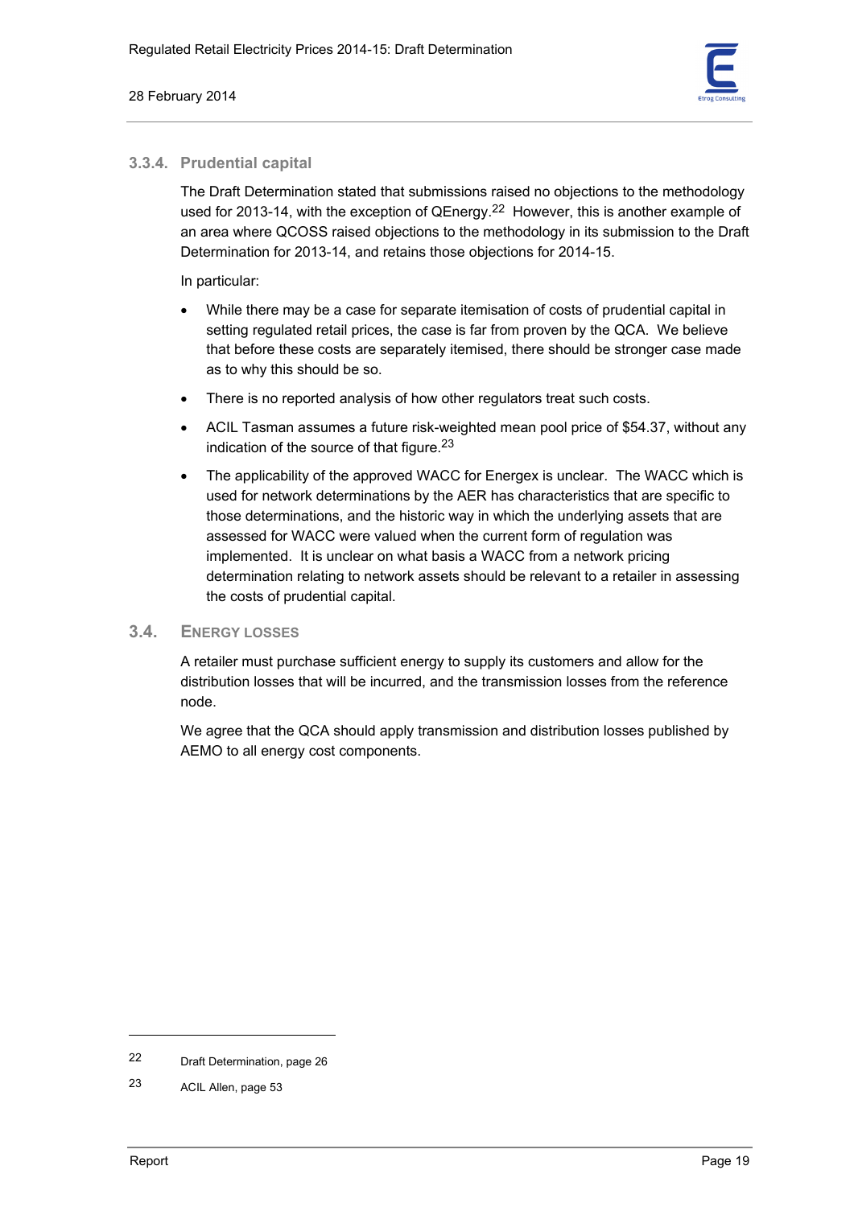### 3.3.4. Prudential capital

The Draft Determination stated that submissions raised no objections to the methodology used for 2013-14, with the exception of QEnergy.[22] However, this is another example of an area where QCOSS raised objections to the methodology in its submission to the Draft Determination for 2013-14, and retains those objections for 2014-15.

In particular:

- While there may be a case for separate itemisation of costs of prudential capital in setting regulated retail prices, the case is far from proven by the QCA. We believe that before these costs are separately itemised, there should be stronger case made as to why this should be so.
- There is no reported analysis of how other regulators treat such costs.
- ACIL Tasman assumes a future risk-weighted mean pool price of $54.37, without any indication of the source of that figure.[23]
- The applicability of the approved WACC for Energex is unclear. The WACC which is used for network determinations by the AER has characteristics that are specific to those determinations, and the historic way in which the underlying assets that are assessed for WACC were valued when the current form of regulation was implemented. It is unclear on what basis a WACC from a network pricing determination relating to network assets should be relevant to a retailer in assessing the costs of prudential capital.

## 3.4. Energy Losses

A retailer must purchase sufficient energy to supply its customers and allow for the distribution losses that will be incurred, and the transmission losses from the reference node.

We agree that the QCA should apply transmission and distribution losses published by AEMO to all energy cost components.

---

22 Draft Determination, page 26

23 ACIL Allen, page 53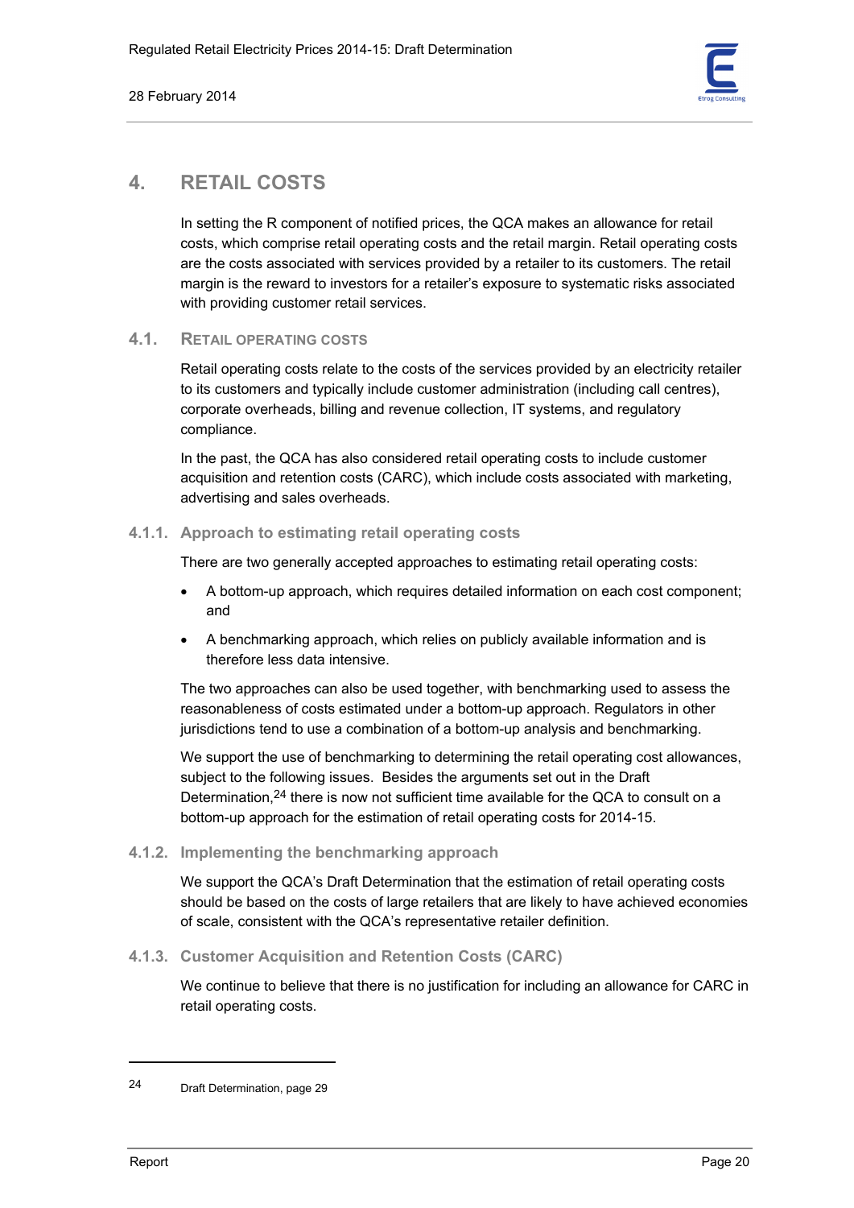# 4. RETAIL COSTS

In setting the R component of notified prices, the QCA makes an allowance for retail costs, which comprise retail operating costs and the retail margin. Retail operating costs are the costs associated with services provided by a retailer to its customers. The retail margin is the reward to investors for a retailer's exposure to systematic risks associated with providing customer retail services.

## 4.1. RETAIL OPERATING COSTS

Retail operating costs relate to the costs of the services provided by an electricity retailer to its customers and typically include customer administration (including call centres), corporate overheads, billing and revenue collection, IT systems, and regulatory compliance.

In the past, the QCA has also considered retail operating costs to include customer acquisition and retention costs (CARC), which include costs associated with marketing, advertising and sales overheads.

### 4.1.1. Approach to estimating retail operating costs

There are two generally accepted approaches to estimating retail operating costs:

- A bottom-up approach, which requires detailed information on each cost component; and
- A benchmarking approach, which relies on publicly available information and is therefore less data intensive.

The two approaches can also be used together, with benchmarking used to assess the reasonableness of costs estimated under a bottom-up approach. Regulators in other jurisdictions tend to use a combination of a bottom-up analysis and benchmarking.

We support the use of benchmarking to determining the retail operating cost allowances, subject to the following issues. Besides the arguments set out in the Draft Determination,[24] there is now not sufficient time available for the QCA to consult on a bottom-up approach for the estimation of retail operating costs for 2014-15.

### 4.1.2. Implementing the benchmarking approach

We support the QCA's Draft Determination that the estimation of retail operating costs should be based on the costs of large retailers that are likely to have achieved economies of scale, consistent with the QCA's representative retailer definition.

### 4.1.3. Customer Acquisition and Retention Costs (CARC)

We continue to believe that there is no justification for including an allowance for CARC in retail operating costs.

---

[24] Draft Determination, page 29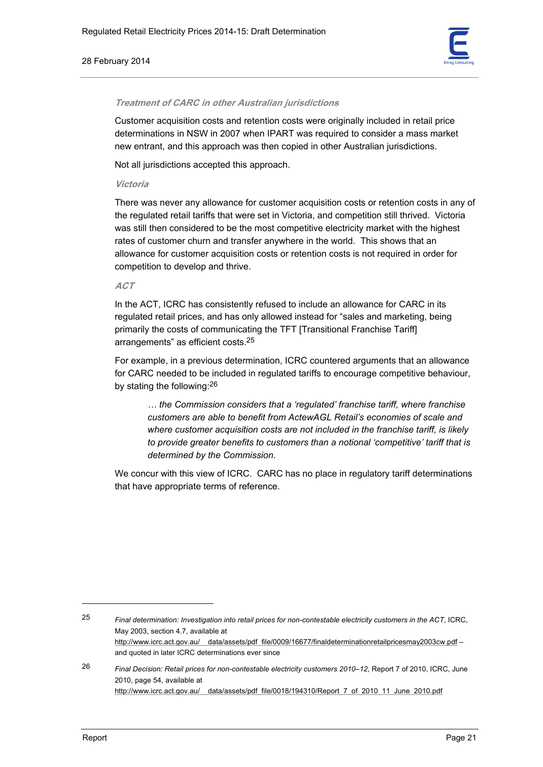#### *Treatment of CARC in other Australian jurisdictions*

Customer acquisition costs and retention costs were originally included in retail price determinations in NSW in 2007 when IPART was required to consider a mass market new entrant, and this approach was then copied in other Australian jurisdictions.

Not all jurisdictions accepted this approach.

##### *Victoria*

There was never any allowance for customer acquisition costs or retention costs in any of the regulated retail tariffs that were set in Victoria, and competition still thrived. Victoria was still then considered to be the most competitive electricity market with the highest rates of customer churn and transfer anywhere in the world. This shows that an allowance for customer acquisition costs or retention costs is not required in order for competition to develop and thrive.

##### *ACT*

In the ACT, ICRC has consistently refused to include an allowance for CARC in its regulated retail prices, and has only allowed instead for "sales and marketing, being primarily the costs of communicating the TFT [Transitional Franchise Tariff] arrangements" as efficient costs.[25]

For example, in a previous determination, ICRC countered arguments that an allowance for CARC needed to be included in regulated tariffs to encourage competitive behaviour, by stating the following:[26]

> *… the Commission considers that a 'regulated' franchise tariff, where franchise customers are able to benefit from ActewAGL Retail's economies of scale and where customer acquisition costs are not included in the franchise tariff, is likely to provide greater benefits to customers than a notional 'competitive' tariff that is determined by the Commission.*

We concur with this view of ICRC. CARC has no place in regulatory tariff determinations that have appropriate terms of reference.

---

[25] *Final determination: Investigation into retail prices for non-contestable electricity customers in the ACT*, ICRC, May 2003, section 4.7, available at http://www.icrc.act.gov.au/__data/assets/pdf_file/0009/16677/finaldeterminationretailpricesmay2003cw.pdf – and quoted in later ICRC determinations ever since

[26] *Final Decision: Retail prices for non-contestable electricity customers 2010–12*, Report 7 of 2010, ICRC, June 2010, page 54, available at http://www.icrc.act.gov.au/__data/assets/pdf_file/0018/194310/Report_7_of_2010_11_June_2010.pdf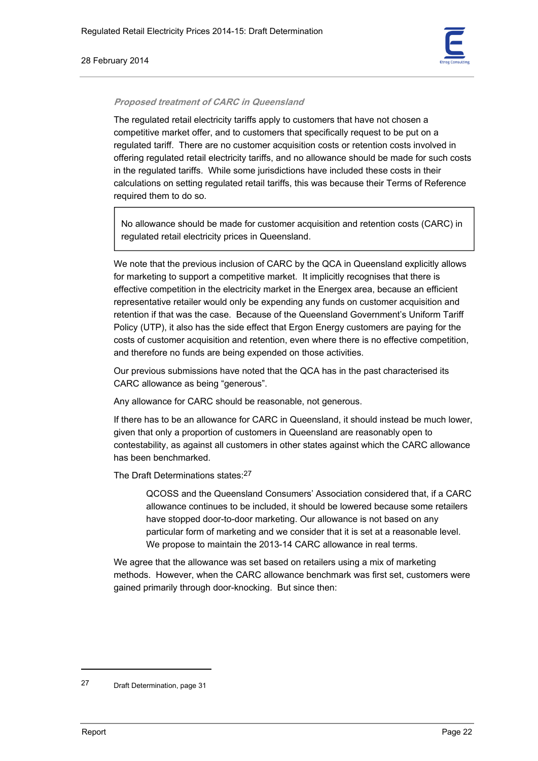***Proposed treatment of CARC in Queensland***

The regulated retail electricity tariffs apply to customers that have not chosen a competitive market offer, and to customers that specifically request to be put on a regulated tariff. There are no customer acquisition costs or retention costs involved in offering regulated retail electricity tariffs, and no allowance should be made for such costs in the regulated tariffs. While some jurisdictions have included these costs in their calculations on setting regulated retail tariffs, this was because their Terms of Reference required them to do so.

> No allowance should be made for customer acquisition and retention costs (CARC) in regulated retail electricity prices in Queensland.

We note that the previous inclusion of CARC by the QCA in Queensland explicitly allows for marketing to support a competitive market. It implicitly recognises that there is effective competition in the electricity market in the Energex area, because an efficient representative retailer would only be expending any funds on customer acquisition and retention if that was the case. Because of the Queensland Government's Uniform Tariff Policy (UTP), it also has the side effect that Ergon Energy customers are paying for the costs of customer acquisition and retention, even where there is no effective competition, and therefore no funds are being expended on those activities.

Our previous submissions have noted that the QCA has in the past characterised its CARC allowance as being "generous".

Any allowance for CARC should be reasonable, not generous.

If there has to be an allowance for CARC in Queensland, it should instead be much lower, given that only a proportion of customers in Queensland are reasonably open to contestability, as against all customers in other states against which the CARC allowance has been benchmarked.

The Draft Determinations states:[27]

> QCOSS and the Queensland Consumers' Association considered that, if a CARC allowance continues to be included, it should be lowered because some retailers have stopped door-to-door marketing. Our allowance is not based on any particular form of marketing and we consider that it is set at a reasonable level. We propose to maintain the 2013-14 CARC allowance in real terms.

We agree that the allowance was set based on retailers using a mix of marketing methods. However, when the CARC allowance benchmark was first set, customers were gained primarily through door-knocking. But since then:

---

[27] Draft Determination, page 31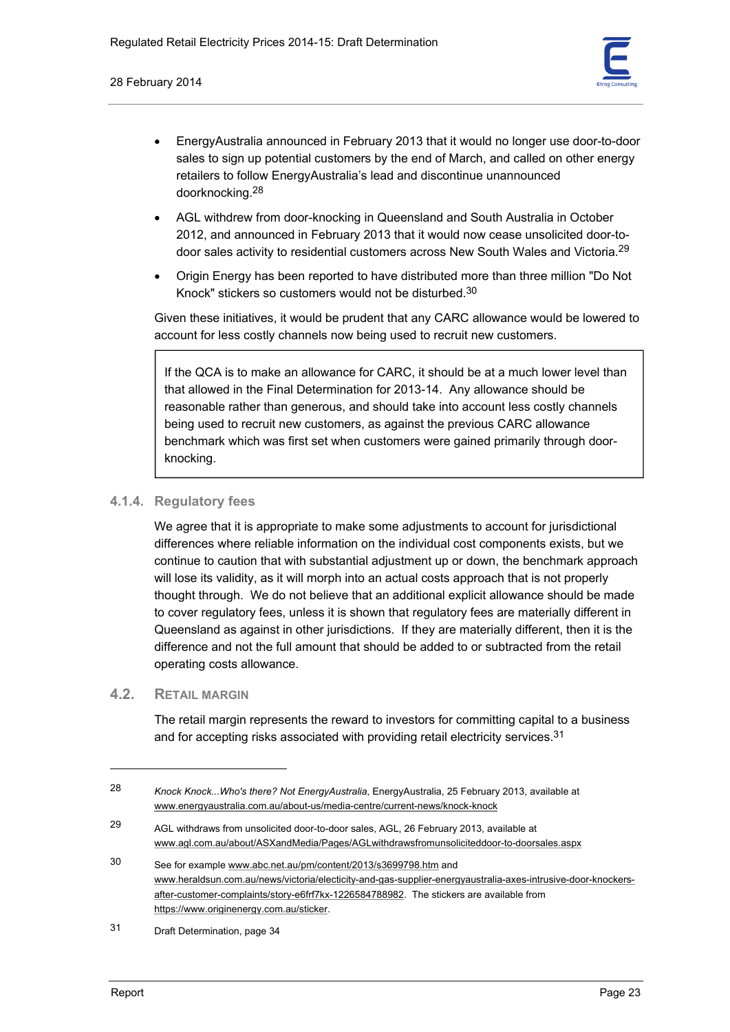- EnergyAustralia announced in February 2013 that it would no longer use door-to-door sales to sign up potential customers by the end of March, and called on other energy retailers to follow EnergyAustralia's lead and discontinue unannounced doorknocking.[28]
- AGL withdrew from door-knocking in Queensland and South Australia in October 2012, and announced in February 2013 that it would now cease unsolicited door-to-door sales activity to residential customers across New South Wales and Victoria.[29]
- Origin Energy has been reported to have distributed more than three million "Do Not Knock" stickers so customers would not be disturbed.[30]

Given these initiatives, it would be prudent that any CARC allowance would be lowered to account for less costly channels now being used to recruit new customers.

> If the QCA is to make an allowance for CARC, it should be at a much lower level than that allowed in the Final Determination for 2013-14. Any allowance should be reasonable rather than generous, and should take into account less costly channels being used to recruit new customers, as against the previous CARC allowance benchmark which was first set when customers were gained primarily through door-knocking.

### 4.1.4. Regulatory fees

We agree that it is appropriate to make some adjustments to account for jurisdictional differences where reliable information on the individual cost components exists, but we continue to caution that with substantial adjustment up or down, the benchmark approach will lose its validity, as it will morph into an actual costs approach that is not properly thought through. We do not believe that an additional explicit allowance should be made to cover regulatory fees, unless it is shown that regulatory fees are materially different in Queensland as against in other jurisdictions. If they are materially different, then it is the difference and not the full amount that should be added to or subtracted from the retail operating costs allowance.

## 4.2. Retail Margin

The retail margin represents the reward to investors for committing capital to a business and for accepting risks associated with providing retail electricity services.[31]

---

28 *Knock Knock...Who's there? Not EnergyAustralia*, EnergyAustralia, 25 February 2013, available at www.energyaustralia.com.au/about-us/media-centre/current-news/knock-knock

29 AGL withdraws from unsolicited door-to-door sales, AGL, 26 February 2013, available at www.agl.com.au/about/ASXandMedia/Pages/AGLwithdrawsfromunsoliciteddoor-to-doorsales.aspx

30 See for example www.abc.net.au/pm/content/2013/s3699798.htm and www.heraldsun.com.au/news/victoria/electicity-and-gas-supplier-energyaustralia-axes-intrusive-door-knockers-after-customer-complaints/story-e6frf7kx-1226584788982. The stickers are available from https://www.originenergy.com.au/sticker.

31 Draft Determination, page 34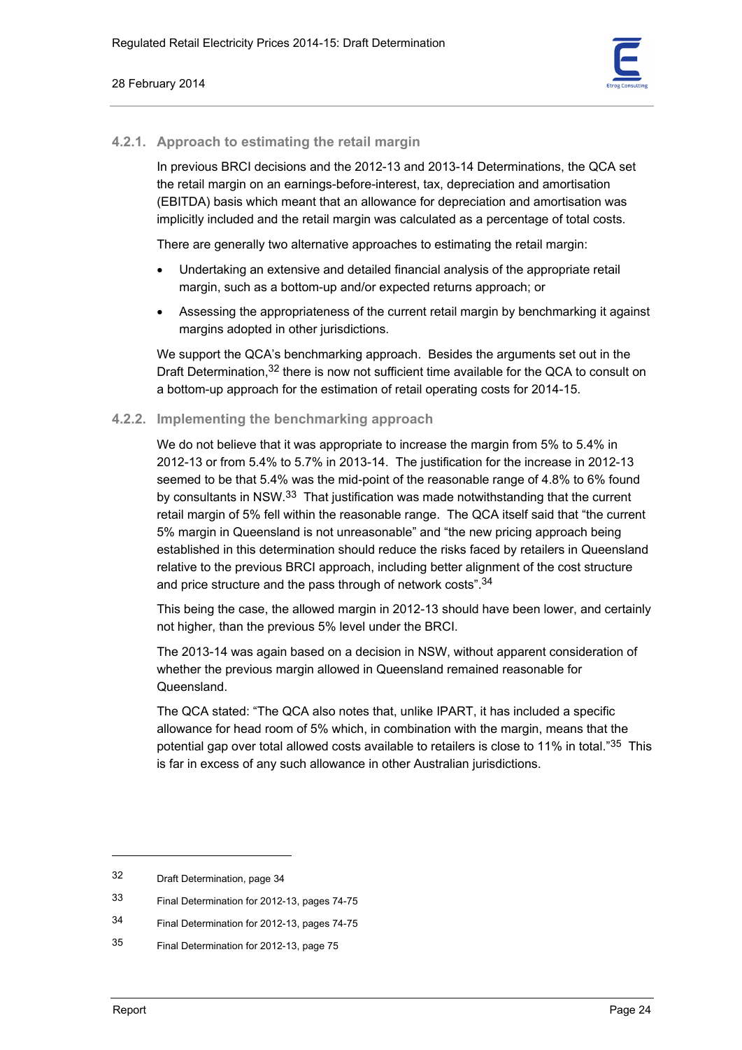### 4.2.1. Approach to estimating the retail margin

In previous BRCI decisions and the 2012-13 and 2013-14 Determinations, the QCA set the retail margin on an earnings-before-interest, tax, depreciation and amortisation (EBITDA) basis which meant that an allowance for depreciation and amortisation was implicitly included and the retail margin was calculated as a percentage of total costs.

There are generally two alternative approaches to estimating the retail margin:

- Undertaking an extensive and detailed financial analysis of the appropriate retail margin, such as a bottom-up and/or expected returns approach; or
- Assessing the appropriateness of the current retail margin by benchmarking it against margins adopted in other jurisdictions.

We support the QCA's benchmarking approach. Besides the arguments set out in the Draft Determination,[32] there is now not sufficient time available for the QCA to consult on a bottom-up approach for the estimation of retail operating costs for 2014-15.

### 4.2.2. Implementing the benchmarking approach

We do not believe that it was appropriate to increase the margin from 5% to 5.4% in 2012-13 or from 5.4% to 5.7% in 2013-14. The justification for the increase in 2012-13 seemed to be that 5.4% was the mid-point of the reasonable range of 4.8% to 6% found by consultants in NSW.[33] That justification was made notwithstanding that the current retail margin of 5% fell within the reasonable range. The QCA itself said that "the current 5% margin in Queensland is not unreasonable" and "the new pricing approach being established in this determination should reduce the risks faced by retailers in Queensland relative to the previous BRCI approach, including better alignment of the cost structure and price structure and the pass through of network costs".[34]

This being the case, the allowed margin in 2012-13 should have been lower, and certainly not higher, than the previous 5% level under the BRCI.

The 2013-14 was again based on a decision in NSW, without apparent consideration of whether the previous margin allowed in Queensland remained reasonable for Queensland.

The QCA stated: "The QCA also notes that, unlike IPART, it has included a specific allowance for head room of 5% which, in combination with the margin, means that the potential gap over total allowed costs available to retailers is close to 11% in total."[35] This is far in excess of any such allowance in other Australian jurisdictions.

---

32 Draft Determination, page 34

33 Final Determination for 2012-13, pages 74-75

34 Final Determination for 2012-13, pages 74-75

35 Final Determination for 2012-13, page 75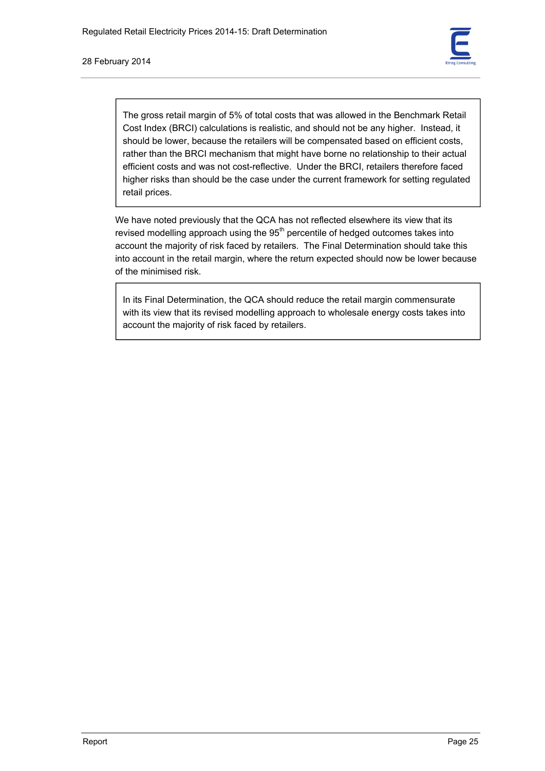> The gross retail margin of 5% of total costs that was allowed in the Benchmark Retail Cost Index (BRCI) calculations is realistic, and should not be any higher. Instead, it should be lower, because the retailers will be compensated based on efficient costs, rather than the BRCI mechanism that might have borne no relationship to their actual efficient costs and was not cost-reflective. Under the BRCI, retailers therefore faced higher risks than should be the case under the current framework for setting regulated retail prices.

We have noted previously that the QCA has not reflected elsewhere its view that its revised modelling approach using the $95^{th}$ percentile of hedged outcomes takes into account the majority of risk faced by retailers. The Final Determination should take this into account in the retail margin, where the return expected should now be lower because of the minimised risk.

> In its Final Determination, the QCA should reduce the retail margin commensurate with its view that its revised modelling approach to wholesale energy costs takes into account the majority of risk faced by retailers.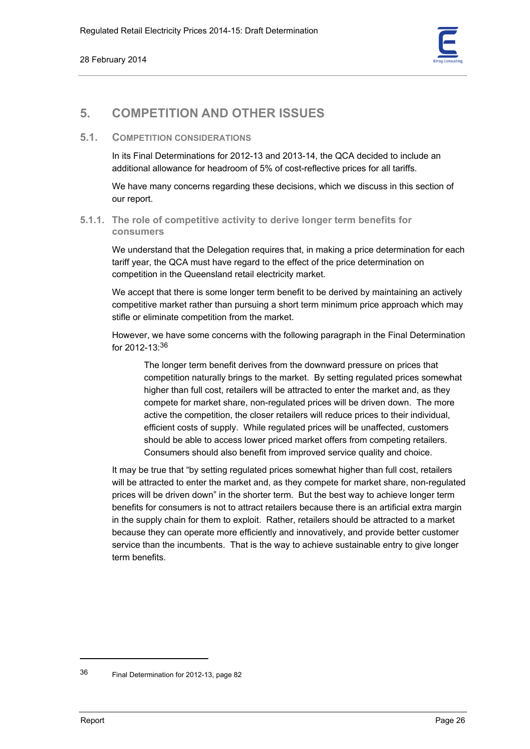# 5. COMPETITION AND OTHER ISSUES

## 5.1. COMPETITION CONSIDERATIONS

In its Final Determinations for 2012-13 and 2013-14, the QCA decided to include an additional allowance for headroom of 5% of cost-reflective prices for all tariffs.

We have many concerns regarding these decisions, which we discuss in this section of our report.

### 5.1.1. The role of competitive activity to derive longer term benefits for consumers

We understand that the Delegation requires that, in making a price determination for each tariff year, the QCA must have regard to the effect of the price determination on competition in the Queensland retail electricity market.

We accept that there is some longer term benefit to be derived by maintaining an actively competitive market rather than pursuing a short term minimum price approach which may stifle or eliminate competition from the market.

However, we have some concerns with the following paragraph in the Final Determination for 2012-13:[36]

> The longer term benefit derives from the downward pressure on prices that competition naturally brings to the market. By setting regulated prices somewhat higher than full cost, retailers will be attracted to enter the market and, as they compete for market share, non-regulated prices will be driven down. The more active the competition, the closer retailers will reduce prices to their individual, efficient costs of supply. While regulated prices will be unaffected, customers should be able to access lower priced market offers from competing retailers. Consumers should also benefit from improved service quality and choice.

It may be true that "by setting regulated prices somewhat higher than full cost, retailers will be attracted to enter the market and, as they compete for market share, non-regulated prices will be driven down" in the shorter term. But the best way to achieve longer term benefits for consumers is not to attract retailers because there is an artificial extra margin in the supply chain for them to exploit. Rather, retailers should be attracted to a market because they can operate more efficiently and innovatively, and provide better customer service than the incumbents. That is the way to achieve sustainable entry to give longer term benefits.

---

[36] Final Determination for 2012-13, page 82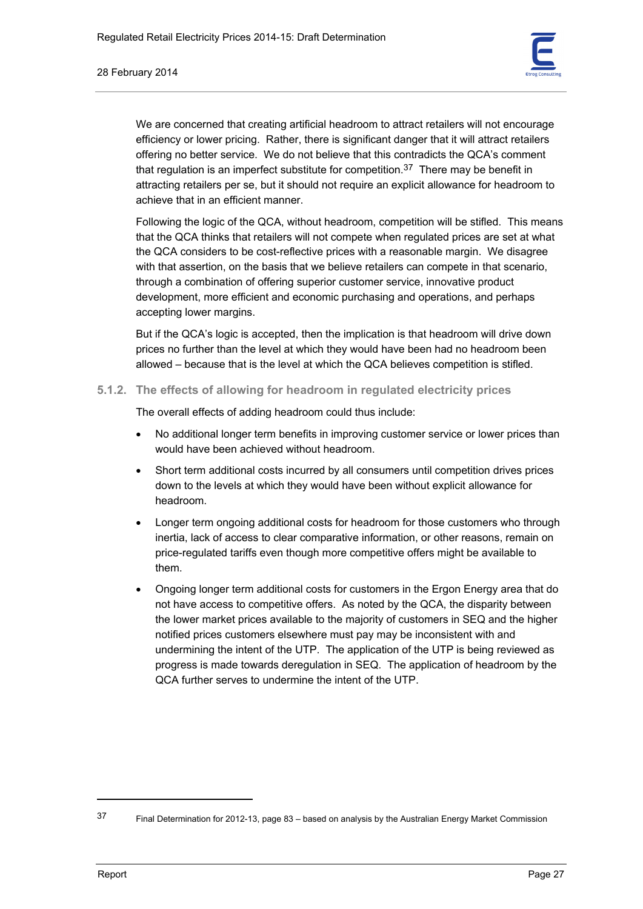We are concerned that creating artificial headroom to attract retailers will not encourage efficiency or lower pricing. Rather, there is significant danger that it will attract retailers offering no better service. We do not believe that this contradicts the QCA's comment that regulation is an imperfect substitute for competition.[37] There may be benefit in attracting retailers per se, but it should not require an explicit allowance for headroom to achieve that in an efficient manner.

Following the logic of the QCA, without headroom, competition will be stifled. This means that the QCA thinks that retailers will not compete when regulated prices are set at what the QCA considers to be cost-reflective prices with a reasonable margin. We disagree with that assertion, on the basis that we believe retailers can compete in that scenario, through a combination of offering superior customer service, innovative product development, more efficient and economic purchasing and operations, and perhaps accepting lower margins.

But if the QCA's logic is accepted, then the implication is that headroom will drive down prices no further than the level at which they would have been had no headroom been allowed – because that is the level at which the QCA believes competition is stifled.

### 5.1.2. The effects of allowing for headroom in regulated electricity prices

The overall effects of adding headroom could thus include:

- No additional longer term benefits in improving customer service or lower prices than would have been achieved without headroom.
- Short term additional costs incurred by all consumers until competition drives prices down to the levels at which they would have been without explicit allowance for headroom.
- Longer term ongoing additional costs for headroom for those customers who through inertia, lack of access to clear comparative information, or other reasons, remain on price-regulated tariffs even though more competitive offers might be available to them.
- Ongoing longer term additional costs for customers in the Ergon Energy area that do not have access to competitive offers. As noted by the QCA, the disparity between the lower market prices available to the majority of customers in SEQ and the higher notified prices customers elsewhere must pay may be inconsistent with and undermining the intent of the UTP. The application of the UTP is being reviewed as progress is made towards deregulation in SEQ. The application of headroom by the QCA further serves to undermine the intent of the UTP.

---

[37] Final Determination for 2012-13, page 83 – based on analysis by the Australian Energy Market Commission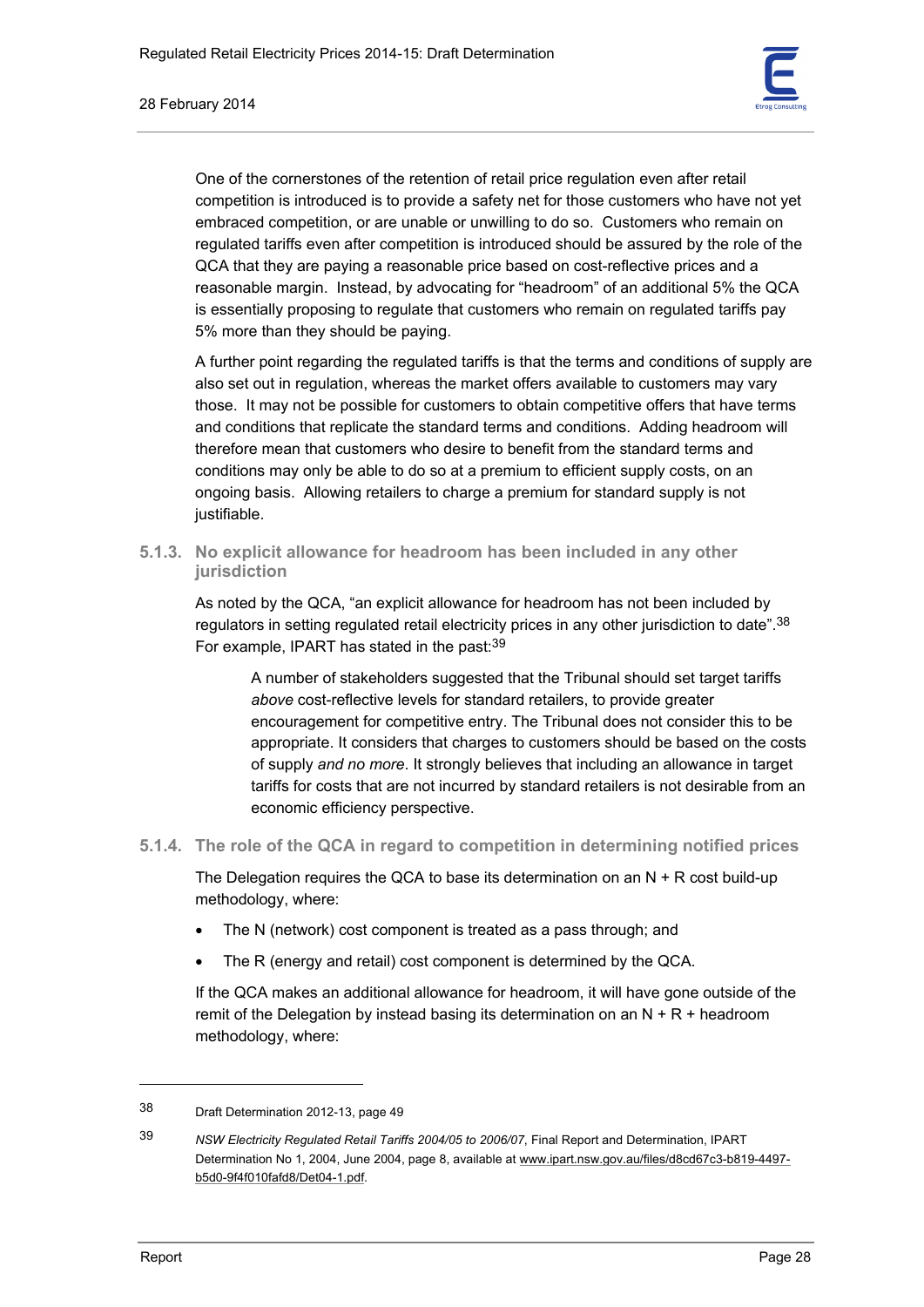One of the cornerstones of the retention of retail price regulation even after retail competition is introduced is to provide a safety net for those customers who have not yet embraced competition, or are unable or unwilling to do so. Customers who remain on regulated tariffs even after competition is introduced should be assured by the role of the QCA that they are paying a reasonable price based on cost-reflective prices and a reasonable margin. Instead, by advocating for "headroom" of an additional 5% the QCA is essentially proposing to regulate that customers who remain on regulated tariffs pay 5% more than they should be paying.

A further point regarding the regulated tariffs is that the terms and conditions of supply are also set out in regulation, whereas the market offers available to customers may vary those. It may not be possible for customers to obtain competitive offers that have terms and conditions that replicate the standard terms and conditions. Adding headroom will therefore mean that customers who desire to benefit from the standard terms and conditions may only be able to do so at a premium to efficient supply costs, on an ongoing basis. Allowing retailers to charge a premium for standard supply is not justifiable.

### 5.1.3. No explicit allowance for headroom has been included in any other jurisdiction

As noted by the QCA, "an explicit allowance for headroom has not been included by regulators in setting regulated retail electricity prices in any other jurisdiction to date".[38] For example, IPART has stated in the past:[39]

> A number of stakeholders suggested that the Tribunal should set target tariffs *above* cost-reflective levels for standard retailers, to provide greater encouragement for competitive entry. The Tribunal does not consider this to be appropriate. It considers that charges to customers should be based on the costs of supply *and no more*. It strongly believes that including an allowance in target tariffs for costs that are not incurred by standard retailers is not desirable from an economic efficiency perspective.

### 5.1.4. The role of the QCA in regard to competition in determining notified prices

The Delegation requires the QCA to base its determination on an N + R cost build-up methodology, where:

- The N (network) cost component is treated as a pass through; and
- The R (energy and retail) cost component is determined by the QCA.

If the QCA makes an additional allowance for headroom, it will have gone outside of the remit of the Delegation by instead basing its determination on an N + R + headroom methodology, where:

---

[38] Draft Determination 2012-13, page 49

[39] *NSW Electricity Regulated Retail Tariffs 2004/05 to 2006/07*, Final Report and Determination, IPART Determination No 1, 2004, June 2004, page 8, available at www.ipart.nsw.gov.au/files/d8cd67c3-b819-4497-b5d0-9f4f010fafd8/Det04-1.pdf.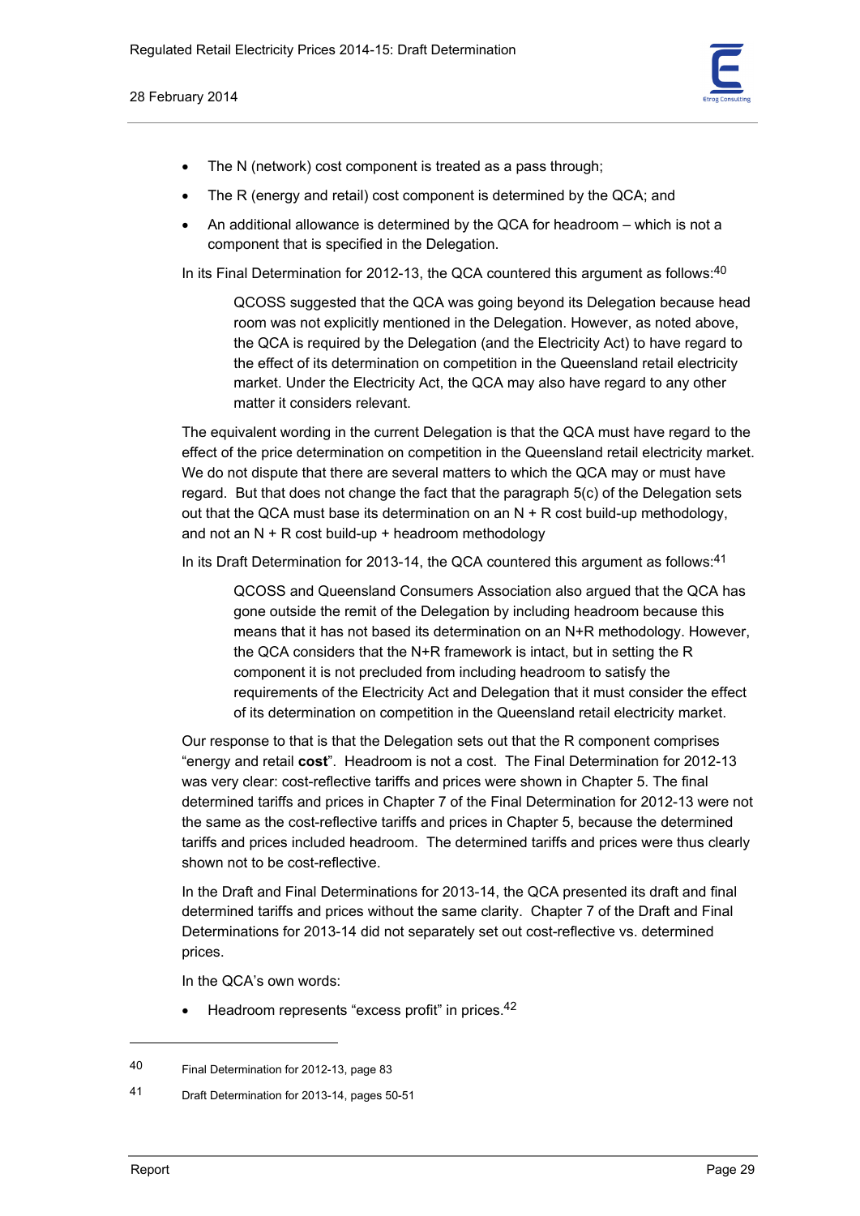- The N (network) cost component is treated as a pass through;
- The R (energy and retail) cost component is determined by the QCA; and
- An additional allowance is determined by the QCA for headroom – which is not a component that is specified in the Delegation.

In its Final Determination for 2012-13, the QCA countered this argument as follows:[40]

> QCOSS suggested that the QCA was going beyond its Delegation because head room was not explicitly mentioned in the Delegation. However, as noted above, the QCA is required by the Delegation (and the Electricity Act) to have regard to the effect of its determination on competition in the Queensland retail electricity market. Under the Electricity Act, the QCA may also have regard to any other matter it considers relevant.

The equivalent wording in the current Delegation is that the QCA must have regard to the effect of the price determination on competition in the Queensland retail electricity market. We do not dispute that there are several matters to which the QCA may or must have regard. But that does not change the fact that the paragraph 5(c) of the Delegation sets out that the QCA must base its determination on an N + R cost build-up methodology, and not an N + R cost build-up + headroom methodology

In its Draft Determination for 2013-14, the QCA countered this argument as follows:[41]

> QCOSS and Queensland Consumers Association also argued that the QCA has gone outside the remit of the Delegation by including headroom because this means that it has not based its determination on an N+R methodology. However, the QCA considers that the N+R framework is intact, but in setting the R component it is not precluded from including headroom to satisfy the requirements of the Electricity Act and Delegation that it must consider the effect of its determination on competition in the Queensland retail electricity market.

Our response to that is that the Delegation sets out that the R component comprises "energy and retail **cost**". Headroom is not a cost. The Final Determination for 2012-13 was very clear: cost-reflective tariffs and prices were shown in Chapter 5. The final determined tariffs and prices in Chapter 7 of the Final Determination for 2012-13 were not the same as the cost-reflective tariffs and prices in Chapter 5, because the determined tariffs and prices included headroom. The determined tariffs and prices were thus clearly shown not to be cost-reflective.

In the Draft and Final Determinations for 2013-14, the QCA presented its draft and final determined tariffs and prices without the same clarity. Chapter 7 of the Draft and Final Determinations for 2013-14 did not separately set out cost-reflective vs. determined prices.

In the QCA's own words:

- Headroom represents "excess profit" in prices.[42]

---

40 Final Determination for 2012-13, page 83

41 Draft Determination for 2013-14, pages 50-51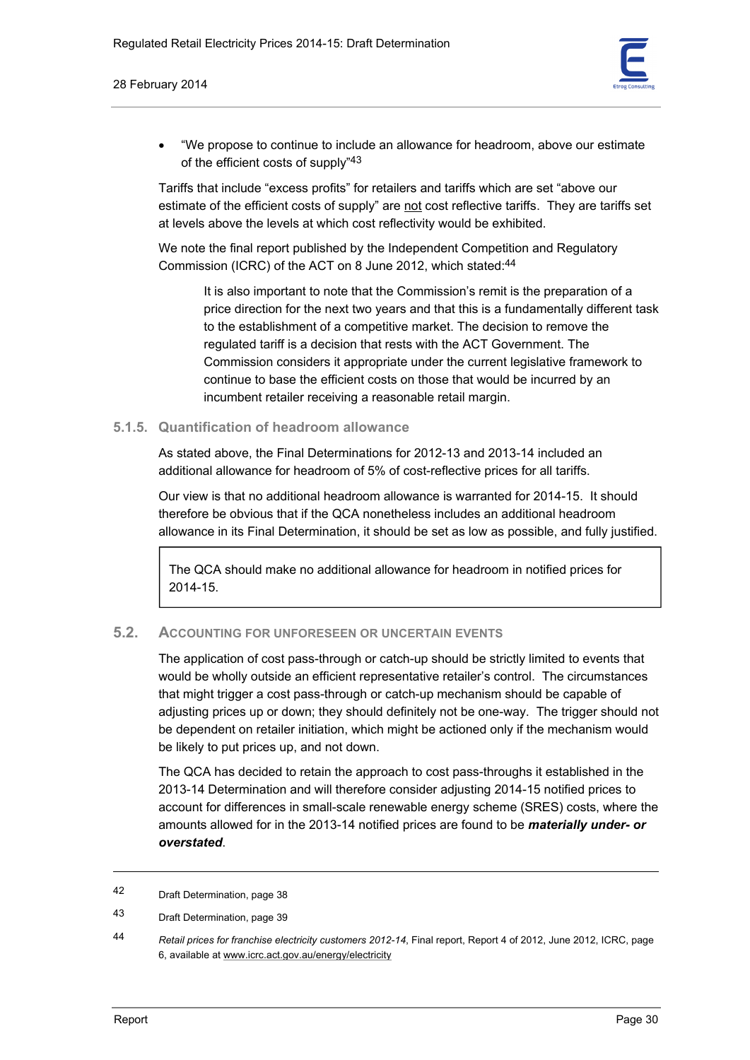- "We propose to continue to include an allowance for headroom, above our estimate of the efficient costs of supply"[43]

Tariffs that include "excess profits" for retailers and tariffs which are set "above our estimate of the efficient costs of supply" are not cost reflective tariffs. They are tariffs set at levels above the levels at which cost reflectivity would be exhibited.

We note the final report published by the Independent Competition and Regulatory Commission (ICRC) of the ACT on 8 June 2012, which stated:[44]

> It is also important to note that the Commission's remit is the preparation of a price direction for the next two years and that this is a fundamentally different task to the establishment of a competitive market. The decision to remove the regulated tariff is a decision that rests with the ACT Government. The Commission considers it appropriate under the current legislative framework to continue to base the efficient costs on those that would be incurred by an incumbent retailer receiving a reasonable retail margin.

### 5.1.5. Quantification of headroom allowance

As stated above, the Final Determinations for 2012-13 and 2013-14 included an additional allowance for headroom of 5% of cost-reflective prices for all tariffs.

Our view is that no additional headroom allowance is warranted for 2014-15. It should therefore be obvious that if the QCA nonetheless includes an additional headroom allowance in its Final Determination, it should be set as low as possible, and fully justified.

| The QCA should make no additional allowance for headroom in notified prices for 2014-15. |
|---|

## 5.2. Accounting for unforeseen or uncertain events

The application of cost pass-through or catch-up should be strictly limited to events that would be wholly outside an efficient representative retailer's control. The circumstances that might trigger a cost pass-through or catch-up mechanism should be capable of adjusting prices up or down; they should definitely not be one-way. The trigger should not be dependent on retailer initiation, which might be actioned only if the mechanism would be likely to put prices up, and not down.

The QCA has decided to retain the approach to cost pass-throughs it established in the 2013-14 Determination and will therefore consider adjusting 2014-15 notified prices to account for differences in small-scale renewable energy scheme (SRES) costs, where the amounts allowed for in the 2013-14 notified prices are found to be ***materially under- or overstated***.

---

42 Draft Determination, page 38

43 Draft Determination, page 39

44 *Retail prices for franchise electricity customers 2012-14*, Final report, Report 4 of 2012, June 2012, ICRC, page 6, available at www.icrc.act.gov.au/energy/electricity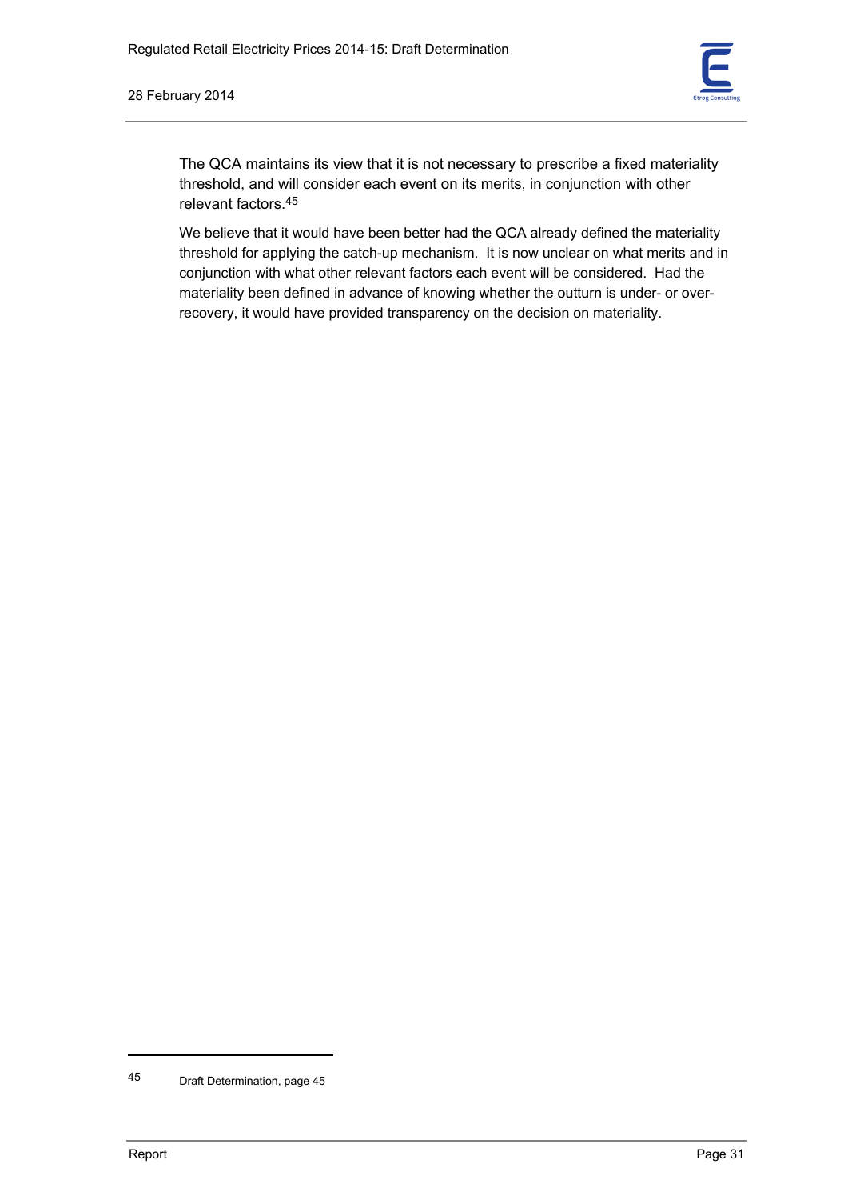The QCA maintains its view that it is not necessary to prescribe a fixed materiality threshold, and will consider each event on its merits, in conjunction with other relevant factors.[45]

We believe that it would have been better had the QCA already defined the materiality threshold for applying the catch-up mechanism. It is now unclear on what merits and in conjunction with what other relevant factors each event will be considered. Had the materiality been defined in advance of knowing whether the outturn is under- or over-recovery, it would have provided transparency on the decision on materiality.

---

45 Draft Determination, page 45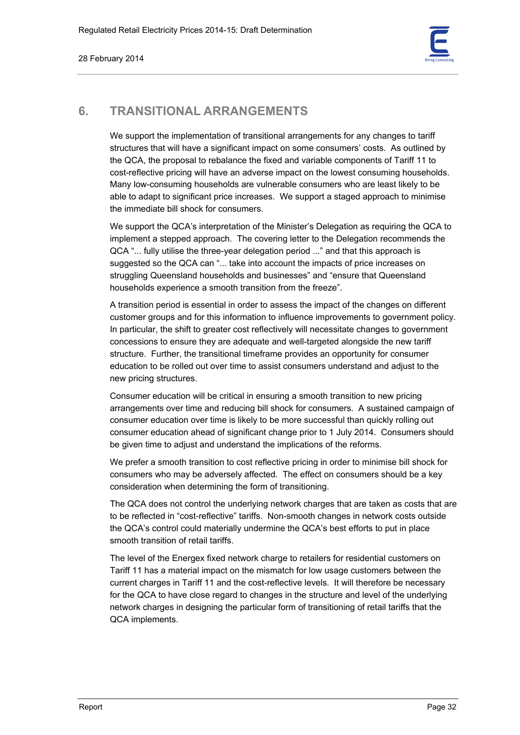## 6. TRANSITIONAL ARRANGEMENTS

We support the implementation of transitional arrangements for any changes to tariff structures that will have a significant impact on some consumers' costs. As outlined by the QCA, the proposal to rebalance the fixed and variable components of Tariff 11 to cost-reflective pricing will have an adverse impact on the lowest consuming households. Many low-consuming households are vulnerable consumers who are least likely to be able to adapt to significant price increases. We support a staged approach to minimise the immediate bill shock for consumers.

We support the QCA's interpretation of the Minister's Delegation as requiring the QCA to implement a stepped approach. The covering letter to the Delegation recommends the QCA "... fully utilise the three-year delegation period ..." and that this approach is suggested so the QCA can "... take into account the impacts of price increases on struggling Queensland households and businesses" and "ensure that Queensland households experience a smooth transition from the freeze".

A transition period is essential in order to assess the impact of the changes on different customer groups and for this information to influence improvements to government policy. In particular, the shift to greater cost reflectively will necessitate changes to government concessions to ensure they are adequate and well-targeted alongside the new tariff structure. Further, the transitional timeframe provides an opportunity for consumer education to be rolled out over time to assist consumers understand and adjust to the new pricing structures.

Consumer education will be critical in ensuring a smooth transition to new pricing arrangements over time and reducing bill shock for consumers. A sustained campaign of consumer education over time is likely to be more successful than quickly rolling out consumer education ahead of significant change prior to 1 July 2014. Consumers should be given time to adjust and understand the implications of the reforms.

We prefer a smooth transition to cost reflective pricing in order to minimise bill shock for consumers who may be adversely affected. The effect on consumers should be a key consideration when determining the form of transitioning.

The QCA does not control the underlying network charges that are taken as costs that are to be reflected in "cost-reflective" tariffs. Non-smooth changes in network costs outside the QCA's control could materially undermine the QCA's best efforts to put in place smooth transition of retail tariffs.

The level of the Energex fixed network charge to retailers for residential customers on Tariff 11 has a material impact on the mismatch for low usage customers between the current charges in Tariff 11 and the cost-reflective levels. It will therefore be necessary for the QCA to have close regard to changes in the structure and level of the underlying network charges in designing the particular form of transitioning of retail tariffs that the QCA implements.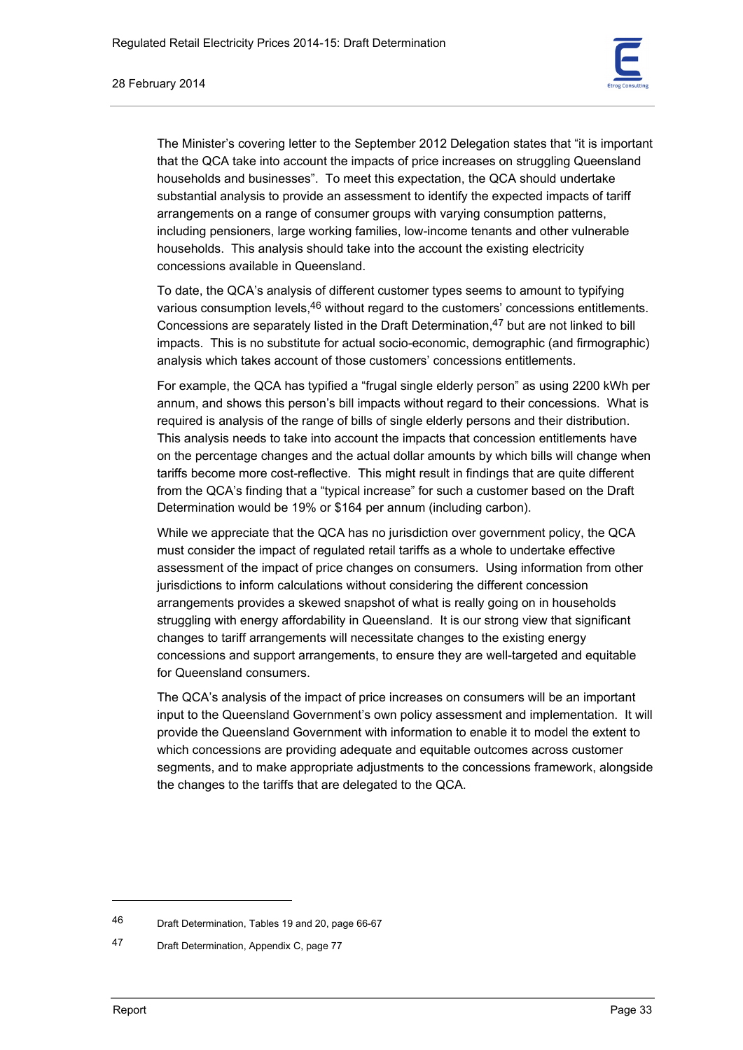The Minister's covering letter to the September 2012 Delegation states that "it is important that the QCA take into account the impacts of price increases on struggling Queensland households and businesses". To meet this expectation, the QCA should undertake substantial analysis to provide an assessment to identify the expected impacts of tariff arrangements on a range of consumer groups with varying consumption patterns, including pensioners, large working families, low-income tenants and other vulnerable households. This analysis should take into the account the existing electricity concessions available in Queensland.

To date, the QCA's analysis of different customer types seems to amount to typifying various consumption levels,[46] without regard to the customers' concessions entitlements. Concessions are separately listed in the Draft Determination,[47] but are not linked to bill impacts. This is no substitute for actual socio-economic, demographic (and firmographic) analysis which takes account of those customers' concessions entitlements.

For example, the QCA has typified a "frugal single elderly person" as using 2200 kWh per annum, and shows this person's bill impacts without regard to their concessions. What is required is analysis of the range of bills of single elderly persons and their distribution. This analysis needs to take into account the impacts that concession entitlements have on the percentage changes and the actual dollar amounts by which bills will change when tariffs become more cost-reflective. This might result in findings that are quite different from the QCA's finding that a "typical increase" for such a customer based on the Draft Determination would be 19% or $164 per annum (including carbon).

While we appreciate that the QCA has no jurisdiction over government policy, the QCA must consider the impact of regulated retail tariffs as a whole to undertake effective assessment of the impact of price changes on consumers. Using information from other jurisdictions to inform calculations without considering the different concession arrangements provides a skewed snapshot of what is really going on in households struggling with energy affordability in Queensland. It is our strong view that significant changes to tariff arrangements will necessitate changes to the existing energy concessions and support arrangements, to ensure they are well-targeted and equitable for Queensland consumers.

The QCA's analysis of the impact of price increases on consumers will be an important input to the Queensland Government's own policy assessment and implementation. It will provide the Queensland Government with information to enable it to model the extent to which concessions are providing adequate and equitable outcomes across customer segments, and to make appropriate adjustments to the concessions framework, alongside the changes to the tariffs that are delegated to the QCA.

---

[46] Draft Determination, Tables 19 and 20, page 66-67

[47] Draft Determination, Appendix C, page 77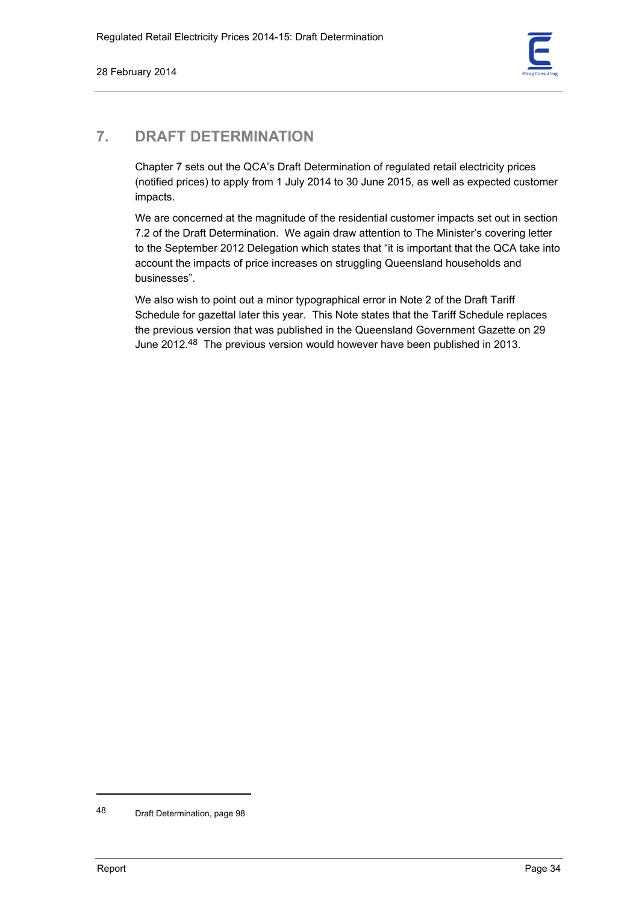## 7. DRAFT DETERMINATION

Chapter 7 sets out the QCA's Draft Determination of regulated retail electricity prices (notified prices) to apply from 1 July 2014 to 30 June 2015, as well as expected customer impacts.

We are concerned at the magnitude of the residential customer impacts set out in section 7.2 of the Draft Determination. We again draw attention to The Minister's covering letter to the September 2012 Delegation which states that "it is important that the QCA take into account the impacts of price increases on struggling Queensland households and businesses".

We also wish to point out a minor typographical error in Note 2 of the Draft Tariff Schedule for gazettal later this year. This Note states that the Tariff Schedule replaces the previous version that was published in the Queensland Government Gazette on 29 June 2012.[48] The previous version would however have been published in 2013.

---

48 Draft Determination, page 98